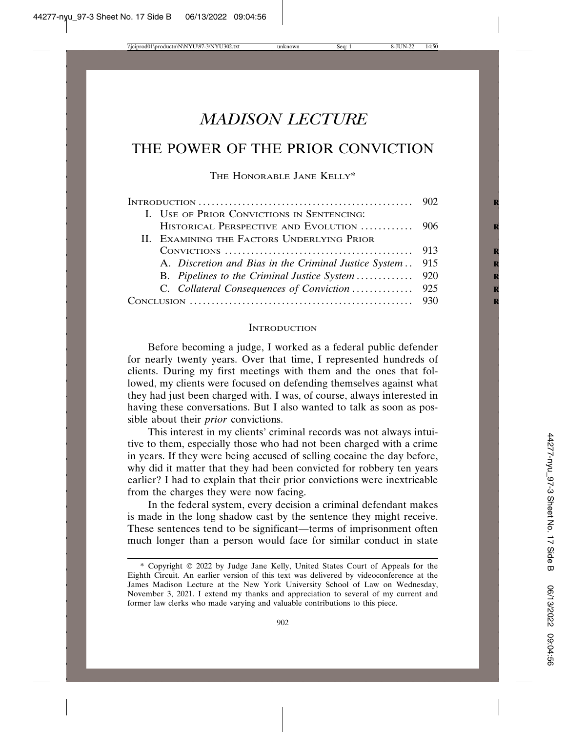# *MADISON LECTURE*

## THE POWER OF THE PRIOR CONVICTION

THE HONORABLE JANE KELLY*

INTRODUCTION ............................................ 902
- I. USE OF PRIOR CONVICTIONS IN SENTENCING: HISTORICAL PERSPECTIVE AND EVOLUTION ........... 906
- II. EXAMINING THE FACTORS UNDERLYING PRIOR CONVICTIONS ........................................ 913
  - A. *Discretion and Bias in the Criminal Justice System* .. 915
  - B. *Pipelines to the Criminal Justice System* ............ 920
  - C. *Collateral Consequences of Conviction* ............. 925

CONCLUSION ............................................... 930

### INTRODUCTION

Before becoming a judge, I worked as a federal public defender for nearly twenty years. Over that time, I represented hundreds of clients. During my first meetings with them and the ones that followed, my clients were focused on defending themselves against what they had just been charged with. I was, of course, always interested in having these conversations. But I also wanted to talk as soon as possible about their *prior* convictions.

This interest in my clients' criminal records was not always intuitive to them, especially those who had not been charged with a crime in years. If they were being accused of selling cocaine the day before, why did it matter that they had been convicted for robbery ten years earlier? I had to explain that their prior convictions were inextricable from the charges they were now facing.

In the federal system, every decision a criminal defendant makes is made in the long shadow cast by the sentence they might receive. These sentences tend to be significant—terms of imprisonment often much longer than a person would face for similar conduct in state

---

\* Copyright © 2022 by Judge Jane Kelly, United States Court of Appeals for the Eighth Circuit. An earlier version of this text was delivered by videoconference at the James Madison Lecture at the New York University School of Law on Wednesday, November 3, 2021. I extend my thanks and appreciation to several of my current and former law clerks who made varying and valuable contributions to this piece.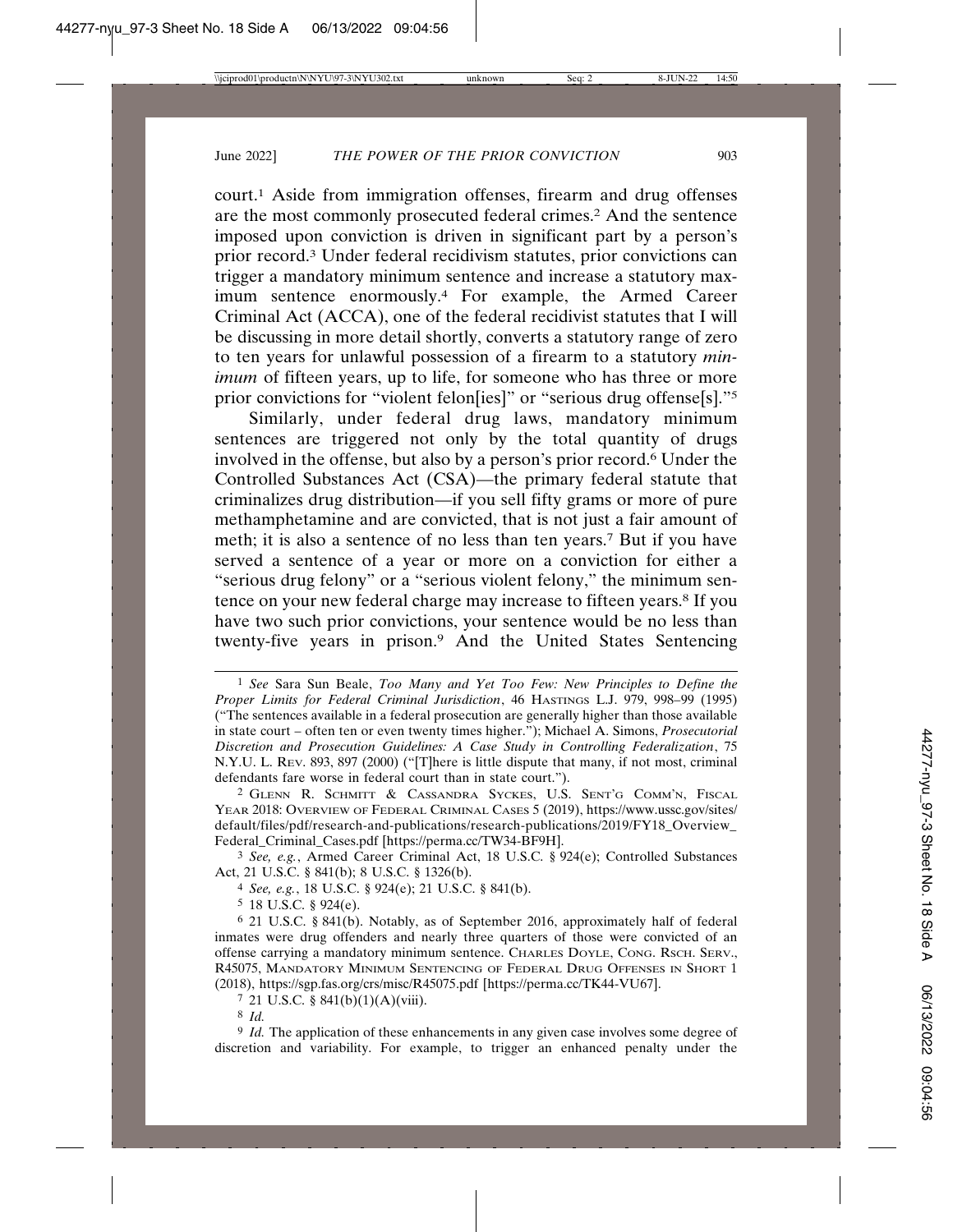court.[1] Aside from immigration offenses, firearm and drug offenses are the most commonly prosecuted federal crimes.[2] And the sentence imposed upon conviction is driven in significant part by a person's prior record.[3] Under federal recidivism statutes, prior convictions can trigger a mandatory minimum sentence and increase a statutory maximum sentence enormously.[4] For example, the Armed Career Criminal Act (ACCA), one of the federal recidivist statutes that I will be discussing in more detail shortly, converts a statutory range of zero to ten years for unlawful possession of a firearm to a statutory *minimum* of fifteen years, up to life, for someone who has three or more prior convictions for "violent felon[ies]" or "serious drug offense[s]."[5]

Similarly, under federal drug laws, mandatory minimum sentences are triggered not only by the total quantity of drugs involved in the offense, but also by a person's prior record.[6] Under the Controlled Substances Act (CSA)—the primary federal statute that criminalizes drug distribution—if you sell fifty grams or more of pure methamphetamine and are convicted, that is not just a fair amount of meth; it is also a sentence of no less than ten years.[7] But if you have served a sentence of a year or more on a conviction for either a "serious drug felony" or a "serious violent felony," the minimum sentence on your new federal charge may increase to fifteen years.[8] If you have two such prior convictions, your sentence would be no less than twenty-five years in prison.[9] And the United States Sentencing

---

[1] *See* Sara Sun Beale, *Too Many and Yet Too Few: New Principles to Define the Proper Limits for Federal Criminal Jurisdiction*, 46 HASTINGS L.J. 979, 998–99 (1995) ("The sentences available in a federal prosecution are generally higher than those available in state court – often ten or even twenty times higher."); Michael A. Simons, *Prosecutorial Discretion and Prosecution Guidelines: A Case Study in Controlling Federalization*, 75 N.Y.U. L. REV. 893, 897 (2000) ("[T]here is little dispute that many, if not most, criminal defendants fare worse in federal court than in state court.").

[2] GLENN R. SCHMITT & CASSANDRA SYCKES, U.S. SENT'G COMM'N, FISCAL YEAR 2018: OVERVIEW OF FEDERAL CRIMINAL CASES 5 (2019), https://www.ussc.gov/sites/default/files/pdf/research-and-publications/research-publications/2019/FY18_Overview_Federal_Criminal_Cases.pdf [https://perma.cc/TW34-BF9H].

[3] *See, e.g.*, Armed Career Criminal Act, 18 U.S.C. § 924(e); Controlled Substances Act, 21 U.S.C. § 841(b); 8 U.S.C. § 1326(b).

[4] *See, e.g.*, 18 U.S.C. § 924(e); 21 U.S.C. § 841(b).

[5] 18 U.S.C. § 924(e).

[6] 21 U.S.C. § 841(b). Notably, as of September 2016, approximately half of federal inmates were drug offenders and nearly three quarters of those were convicted of an offense carrying a mandatory minimum sentence. CHARLES DOYLE, CONG. RSCH. SERV., R45075, MANDATORY MINIMUM SENTENCING OF FEDERAL DRUG OFFENSES IN SHORT 1 (2018), https://sgp.fas.org/crs/misc/R45075.pdf [https://perma.cc/TK44-VU67].

[7] 21 U.S.C. § 841(b)(1)(A)(viii).

[8] *Id.*

[9] *Id.* The application of these enhancements in any given case involves some degree of discretion and variability. For example, to trigger an enhanced penalty under the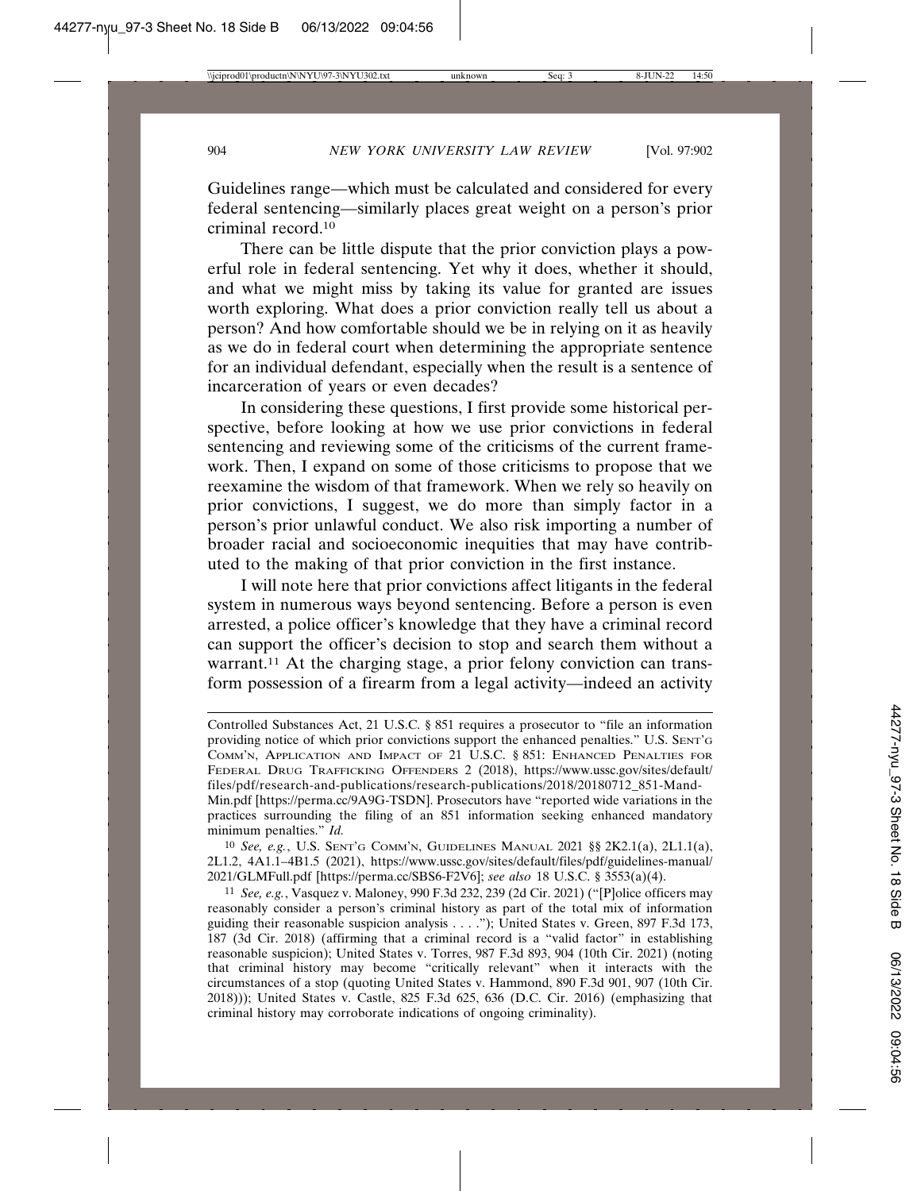Guidelines range—which must be calculated and considered for every federal sentencing—similarly places great weight on a person's prior criminal record.[10]

There can be little dispute that the prior conviction plays a powerful role in federal sentencing. Yet why it does, whether it should, and what we might miss by taking its value for granted are issues worth exploring. What does a prior conviction really tell us about a person? And how comfortable should we be in relying on it as heavily as we do in federal court when determining the appropriate sentence for an individual defendant, especially when the result is a sentence of incarceration of years or even decades?

In considering these questions, I first provide some historical perspective, before looking at how we use prior convictions in federal sentencing and reviewing some of the criticisms of the current framework. Then, I expand on some of those criticisms to propose that we reexamine the wisdom of that framework. When we rely so heavily on prior convictions, I suggest, we do more than simply factor in a person's prior unlawful conduct. We also risk importing a number of broader racial and socioeconomic inequities that may have contributed to the making of that prior conviction in the first instance.

I will note here that prior convictions affect litigants in the federal system in numerous ways beyond sentencing. Before a person is even arrested, a police officer's knowledge that they have a criminal record can support the officer's decision to stop and search them without a warrant.[11] At the charging stage, a prior felony conviction can transform possession of a firearm from a legal activity—indeed an activity

---

Controlled Substances Act, 21 U.S.C. § 851 requires a prosecutor to "file an information providing notice of which prior convictions support the enhanced penalties." U.S. Sent'g Comm'n, Application and Impact of 21 U.S.C. § 851: Enhanced Penalties for Federal Drug Trafficking Offenders 2 (2018), https://www.ussc.gov/sites/default/files/pdf/research-and-publications/research-publications/2018/20180712_851-Mand-Min.pdf [https://perma.cc/9A9G-TSDN]. Prosecutors have "reported wide variations in the practices surrounding the filing of an 851 information seeking enhanced mandatory minimum penalties." *Id.*

[10] *See, e.g.*, U.S. Sent'g Comm'n, Guidelines Manual 2021 §§ 2K2.1(a), 2L1.1(a), 2L1.2, 4A1.1–4B1.5 (2021), https://www.ussc.gov/sites/default/files/pdf/guidelines-manual/2021/GLMFull.pdf [https://perma.cc/SBS6-F2V6]; *see also* 18 U.S.C. § 3553(a)(4).

[11] *See, e.g.*, Vasquez v. Maloney, 990 F.3d 232, 239 (2d Cir. 2021) ("[P]olice officers may reasonably consider a person's criminal history as part of the total mix of information guiding their reasonable suspicion analysis . . . ."); United States v. Green, 897 F.3d 173, 187 (3d Cir. 2018) (affirming that a criminal record is a "valid factor" in establishing reasonable suspicion); United States v. Torres, 987 F.3d 893, 904 (10th Cir. 2021) (noting that criminal history may become "critically relevant" when it interacts with the circumstances of a stop (quoting United States v. Hammond, 890 F.3d 901, 907 (10th Cir. 2018))); United States v. Castle, 825 F.3d 625, 636 (D.C. Cir. 2016) (emphasizing that criminal history may corroborate indications of ongoing criminality).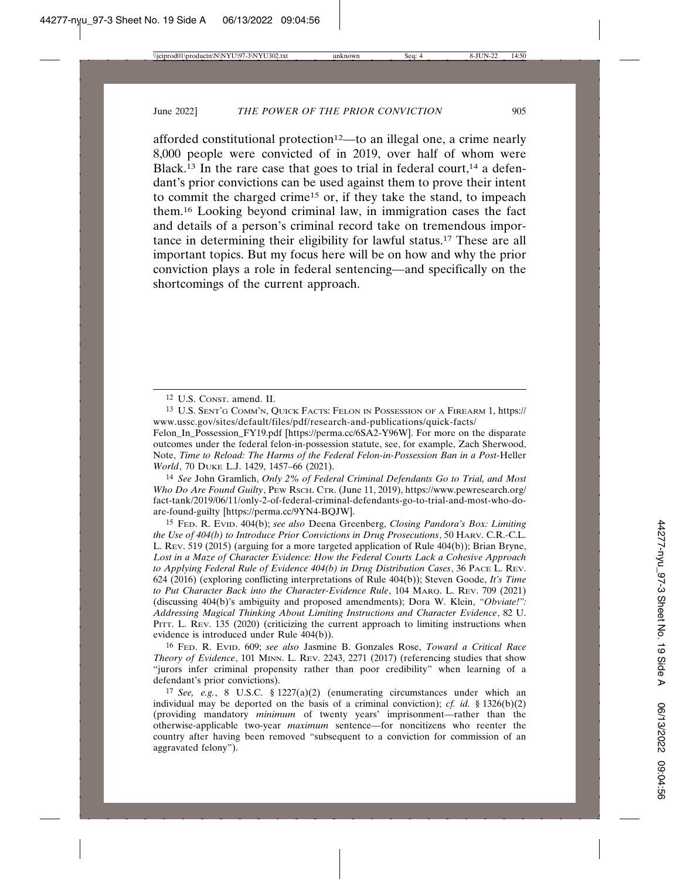afforded constitutional protection[12]—to an illegal one, a crime nearly 8,000 people were convicted of in 2019, over half of whom were Black.[13] In the rare case that goes to trial in federal court,[14] a defendant's prior convictions can be used against them to prove their intent to commit the charged crime[15] or, if they take the stand, to impeach them.[16] Looking beyond criminal law, in immigration cases the fact and details of a person's criminal record take on tremendous importance in determining their eligibility for lawful status.[17] These are all important topics. But my focus here will be on how and why the prior conviction plays a role in federal sentencing—and specifically on the shortcomings of the current approach.

---

[12] U.S. CONST. amend. II.

[13] U.S. SENT'G COMM'N, QUICK FACTS: FELON IN POSSESSION OF A FIREARM 1, https://www.ussc.gov/sites/default/files/pdf/research-and-publications/quick-facts/Felon_In_Possession_FY19.pdf [https://perma.cc/6SA2-Y96W]. For more on the disparate outcomes under the federal felon-in-possession statute, see, for example, Zach Sherwood, Note, *Time to Reload: The Harms of the Federal Felon-in-Possession Ban in a Post-*Heller *World*, 70 DUKE L.J. 1429, 1457–66 (2021).

[14] *See* John Gramlich, *Only 2% of Federal Criminal Defendants Go to Trial, and Most Who Do Are Found Guilty*, PEW RSCH. CTR. (June 11, 2019), https://www.pewresearch.org/fact-tank/2019/06/11/only-2-of-federal-criminal-defendants-go-to-trial-and-most-who-do-are-found-guilty [https://perma.cc/9YN4-BQJW].

[15] FED. R. EVID. 404(b); *see also* Deena Greenberg, *Closing Pandora's Box: Limiting the Use of 404(b) to Introduce Prior Convictions in Drug Prosecutions*, 50 HARV. C.R.-C.L. L. REV. 519 (2015) (arguing for a more targeted application of Rule 404(b)); Brian Bryne, *Lost in a Maze of Character Evidence: How the Federal Courts Lack a Cohesive Approach to Applying Federal Rule of Evidence 404(b) in Drug Distribution Cases*, 36 PACE L. REV. 624 (2016) (exploring conflicting interpretations of Rule 404(b)); Steven Goode, *It's Time to Put Character Back into the Character-Evidence Rule*, 104 MARQ. L. REV. 709 (2021) (discussing 404(b)'s ambiguity and proposed amendments); Dora W. Klein, *"Obviate!": Addressing Magical Thinking About Limiting Instructions and Character Evidence*, 82 U. PITT. L. REV. 135 (2020) (criticizing the current approach to limiting instructions when evidence is introduced under Rule 404(b)).

[16] FED. R. EVID. 609; *see also* Jasmine B. Gonzales Rose, *Toward a Critical Race Theory of Evidence*, 101 MINN. L. REV. 2243, 2271 (2017) (referencing studies that show "jurors infer criminal propensity rather than poor credibility" when learning of a defendant's prior convictions).

[17] *See, e.g.*, 8 U.S.C. § 1227(a)(2) (enumerating circumstances under which an individual may be deported on the basis of a criminal conviction); *cf. id.* § 1326(b)(2) (providing mandatory *minimum* of twenty years' imprisonment—rather than the otherwise-applicable two-year *maximum* sentence—for noncitizens who reenter the country after having been removed "subsequent to a conviction for commission of an aggravated felony").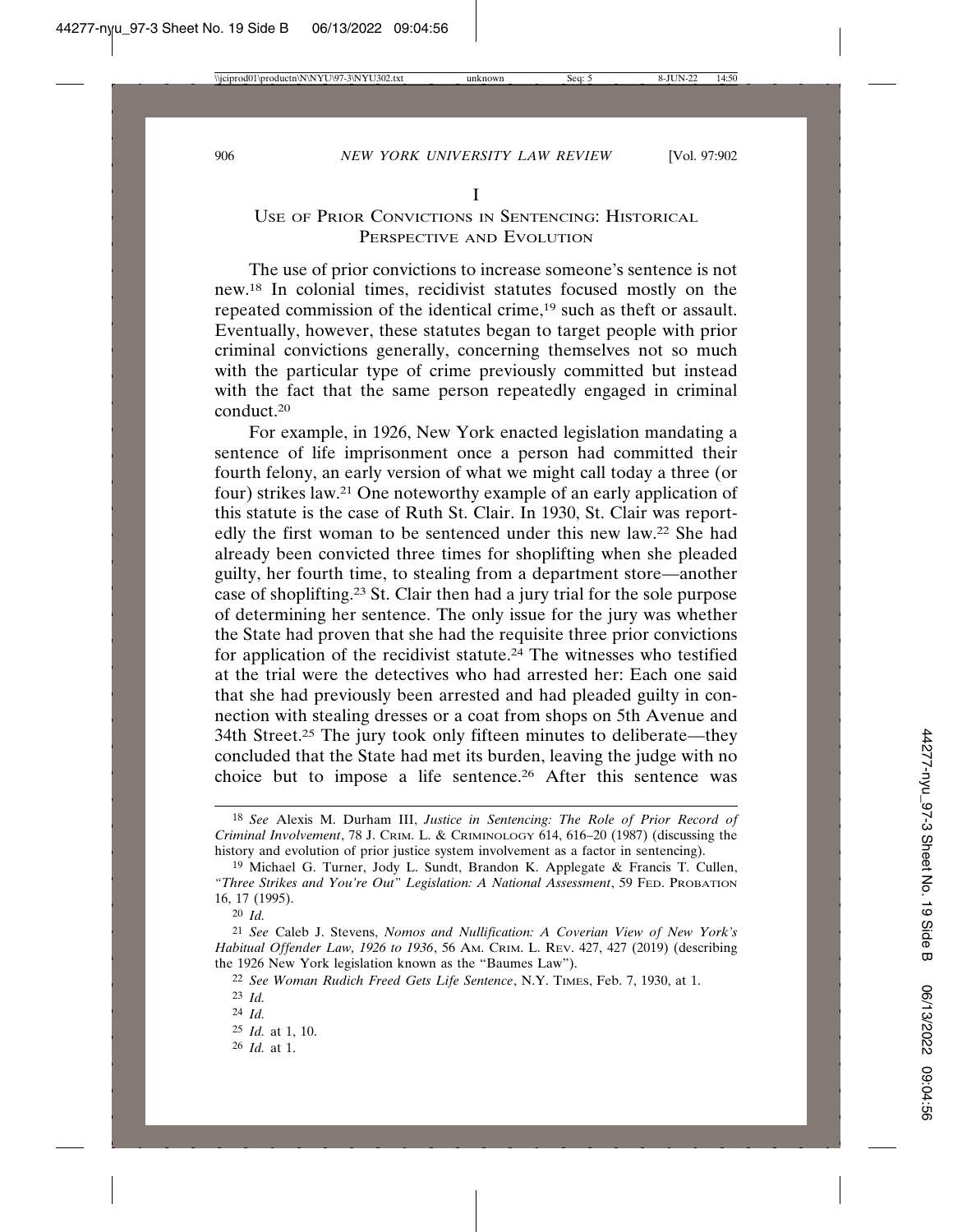## I

## Use of Prior Convictions in Sentencing: Historical Perspective and Evolution

The use of prior convictions to increase someone's sentence is not new.[18] In colonial times, recidivist statutes focused mostly on the repeated commission of the identical crime,[19] such as theft or assault. Eventually, however, these statutes began to target people with prior criminal convictions generally, concerning themselves not so much with the particular type of crime previously committed but instead with the fact that the same person repeatedly engaged in criminal conduct.[20]

For example, in 1926, New York enacted legislation mandating a sentence of life imprisonment once a person had committed their fourth felony, an early version of what we might call today a three (or four) strikes law.[21] One noteworthy example of an early application of this statute is the case of Ruth St. Clair. In 1930, St. Clair was reportedly the first woman to be sentenced under this new law.[22] She had already been convicted three times for shoplifting when she pleaded guilty, her fourth time, to stealing from a department store—another case of shoplifting.[23] St. Clair then had a jury trial for the sole purpose of determining her sentence. The only issue for the jury was whether the State had proven that she had the requisite three prior convictions for application of the recidivist statute.[24] The witnesses who testified at the trial were the detectives who had arrested her: Each one said that she had previously been arrested and had pleaded guilty in connection with stealing dresses or a coat from shops on 5th Avenue and 34th Street.[25] The jury took only fifteen minutes to deliberate—they concluded that the State had met its burden, leaving the judge with no choice but to impose a life sentence.[26] After this sentence was

---

[18] *See* Alexis M. Durham III, *Justice in Sentencing: The Role of Prior Record of Criminal Involvement*, 78 J. Crim. L. & Criminology 614, 616–20 (1987) (discussing the history and evolution of prior justice system involvement as a factor in sentencing).

[19] Michael G. Turner, Jody L. Sundt, Brandon K. Applegate & Francis T. Cullen, *"Three Strikes and You're Out" Legislation: A National Assessment*, 59 Fed. Probation 16, 17 (1995).

[20] *Id.*

[21] *See* Caleb J. Stevens, *Nomos and Nullification: A Coverian View of New York's Habitual Offender Law, 1926 to 1936*, 56 Am. Crim. L. Rev. 427, 427 (2019) (describing the 1926 New York legislation known as the "Baumes Law").

[22] *See Woman Rudich Freed Gets Life Sentence*, N.Y. Times, Feb. 7, 1930, at 1.

[23] *Id.*

[24] *Id.*

[25] *Id.* at 1, 10.

[26] *Id.* at 1.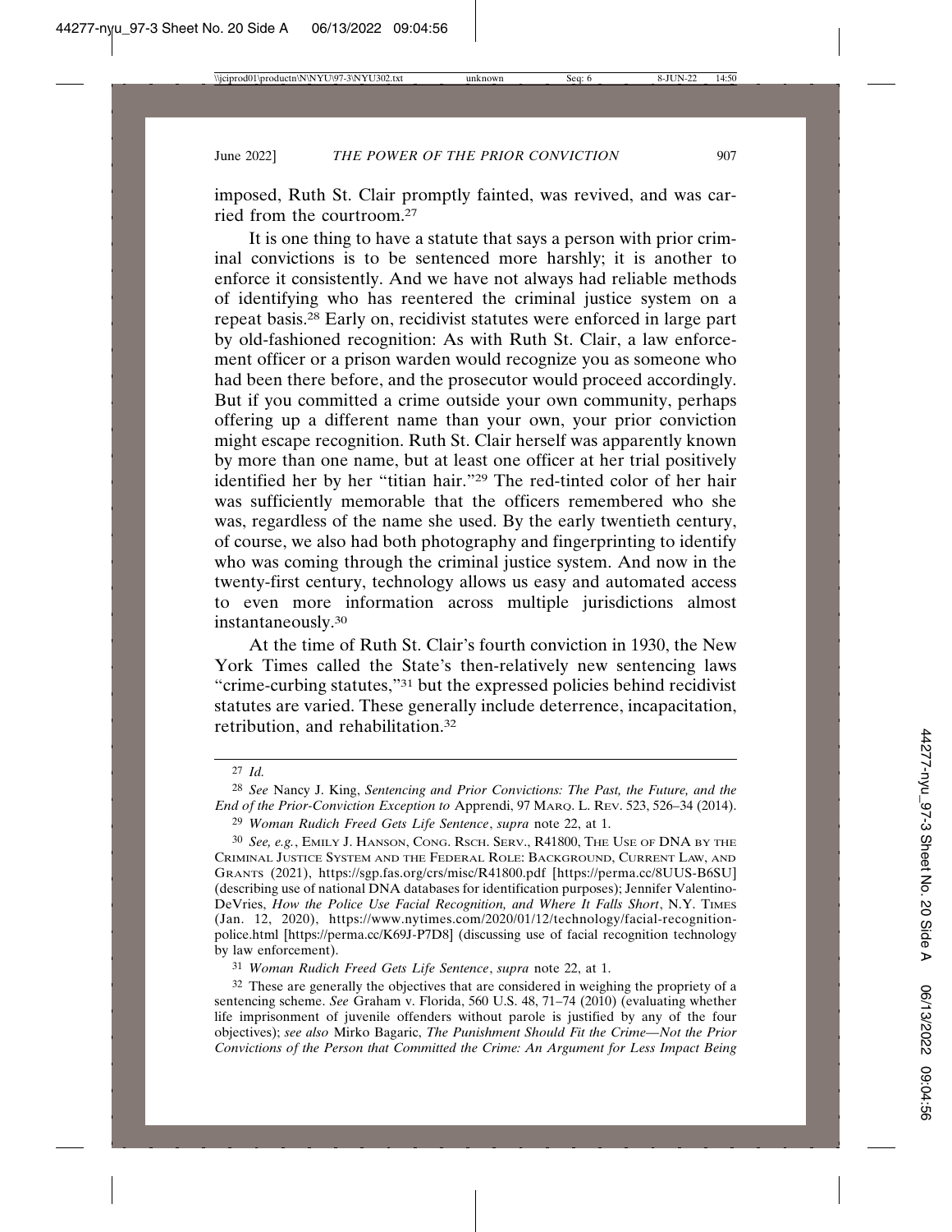imposed, Ruth St. Clair promptly fainted, was revived, and was carried from the courtroom.[27]

It is one thing to have a statute that says a person with prior criminal convictions is to be sentenced more harshly; it is another to enforce it consistently. And we have not always had reliable methods of identifying who has reentered the criminal justice system on a repeat basis.[28] Early on, recidivist statutes were enforced in large part by old-fashioned recognition: As with Ruth St. Clair, a law enforcement officer or a prison warden would recognize you as someone who had been there before, and the prosecutor would proceed accordingly. But if you committed a crime outside your own community, perhaps offering up a different name than your own, your prior conviction might escape recognition. Ruth St. Clair herself was apparently known by more than one name, but at least one officer at her trial positively identified her by her "titian hair."[29] The red-tinted color of her hair was sufficiently memorable that the officers remembered who she was, regardless of the name she used. By the early twentieth century, of course, we also had both photography and fingerprinting to identify who was coming through the criminal justice system. And now in the twenty-first century, technology allows us easy and automated access to even more information across multiple jurisdictions almost instantaneously.[30]

At the time of Ruth St. Clair's fourth conviction in 1930, the New York Times called the State's then-relatively new sentencing laws "crime-curbing statutes,"[31] but the expressed policies behind recidivist statutes are varied. These generally include deterrence, incapacitation, retribution, and rehabilitation.[32]

---

[27] *Id.*

[28] *See* Nancy J. King, *Sentencing and Prior Convictions: The Past, the Future, and the End of the Prior-Conviction Exception to* Apprendi, 97 MARQ. L. REV. 523, 526–34 (2014).

[29] *Woman Rudich Freed Gets Life Sentence*, *supra* note 22, at 1.

[30] *See, e.g.*, EMILY J. HANSON, CONG. RSCH. SERV., R41800, THE USE OF DNA BY THE CRIMINAL JUSTICE SYSTEM AND THE FEDERAL ROLE: BACKGROUND, CURRENT LAW, AND GRANTS (2021), https://sgp.fas.org/crs/misc/R41800.pdf [https://perma.cc/8UUS-B6SU] (describing use of national DNA databases for identification purposes); Jennifer Valentino-DeVries, *How the Police Use Facial Recognition, and Where It Falls Short*, N.Y. TIMES (Jan. 12, 2020), https://www.nytimes.com/2020/01/12/technology/facial-recognition-police.html [https://perma.cc/K69J-P7D8] (discussing use of facial recognition technology by law enforcement).

[31] *Woman Rudich Freed Gets Life Sentence*, *supra* note 22, at 1.

[32] These are generally the objectives that are considered in weighing the propriety of a sentencing scheme. *See* Graham v. Florida, 560 U.S. 48, 71–74 (2010) (evaluating whether life imprisonment of juvenile offenders without parole is justified by any of the four objectives); *see also* Mirko Bagaric, *The Punishment Should Fit the Crime—Not the Prior Convictions of the Person that Committed the Crime: An Argument for Less Impact Being*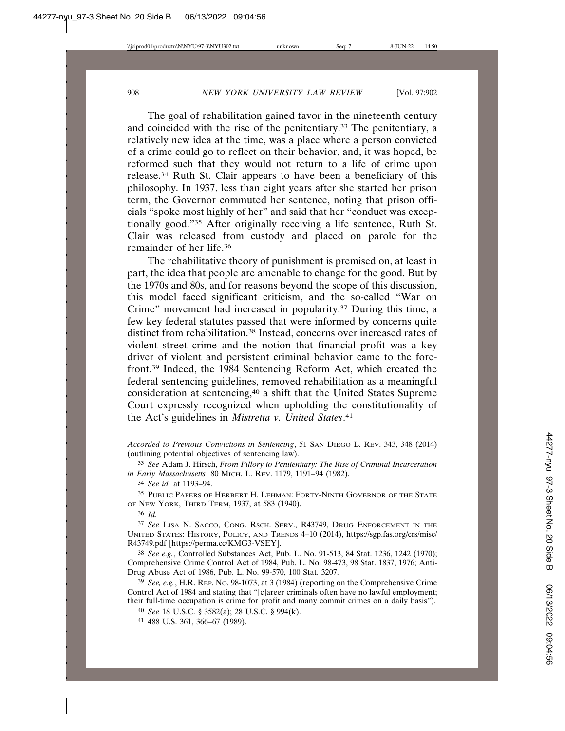The goal of rehabilitation gained favor in the nineteenth century and coincided with the rise of the penitentiary.[33] The penitentiary, a relatively new idea at the time, was a place where a person convicted of a crime could go to reflect on their behavior, and, it was hoped, be reformed such that they would not return to a life of crime upon release.[34] Ruth St. Clair appears to have been a beneficiary of this philosophy. In 1937, less than eight years after she started her prison term, the Governor commuted her sentence, noting that prison officials "spoke most highly of her" and said that her "conduct was exceptionally good."[35] After originally receiving a life sentence, Ruth St. Clair was released from custody and placed on parole for the remainder of her life.[36]

The rehabilitative theory of punishment is premised on, at least in part, the idea that people are amenable to change for the good. But by the 1970s and 80s, and for reasons beyond the scope of this discussion, this model faced significant criticism, and the so-called "War on Crime" movement had increased in popularity.[37] During this time, a few key federal statutes passed that were informed by concerns quite distinct from rehabilitation.[38] Instead, concerns over increased rates of violent street crime and the notion that financial profit was a key driver of violent and persistent criminal behavior came to the forefront.[39] Indeed, the 1984 Sentencing Reform Act, which created the federal sentencing guidelines, removed rehabilitation as a meaningful consideration at sentencing,[40] a shift that the United States Supreme Court expressly recognized when upholding the constitutionality of the Act's guidelines in *Mistretta v. United States*.[41]

---

*Accorded to Previous Convictions in Sentencing*, 51 SAN DIEGO L. REV. 343, 348 (2014) (outlining potential objectives of sentencing law).

[33] *See* Adam J. Hirsch, *From Pillory to Penitentiary: The Rise of Criminal Incarceration in Early Massachusetts*, 80 MICH. L. REV. 1179, 1191–94 (1982).

[34] *See id.* at 1193–94.

[35] PUBLIC PAPERS OF HERBERT H. LEHMAN: FORTY-NINTH GOVERNOR OF THE STATE OF NEW YORK, THIRD TERM, 1937, at 583 (1940).

[36] *Id.*

[37] *See* LISA N. SACCO, CONG. RSCH. SERV., R43749, DRUG ENFORCEMENT IN THE UNITED STATES: HISTORY, POLICY, AND TRENDS 4–10 (2014), https://sgp.fas.org/crs/misc/R43749.pdf [https://perma.cc/KMG3-VSEY].

[38] *See e.g.*, Controlled Substances Act, Pub. L. No. 91-513, 84 Stat. 1236, 1242 (1970); Comprehensive Crime Control Act of 1984, Pub. L. No. 98-473, 98 Stat. 1837, 1976; Anti-Drug Abuse Act of 1986, Pub. L. No. 99-570, 100 Stat. 3207.

[39] *See, e.g.*, H.R. REP. NO. 98-1073, at 3 (1984) (reporting on the Comprehensive Crime Control Act of 1984 and stating that "[c]areer criminals often have no lawful employment; their full-time occupation is crime for profit and many commit crimes on a daily basis").

[40] *See* 18 U.S.C. § 3582(a); 28 U.S.C. § 994(k).

[41] 488 U.S. 361, 366–67 (1989).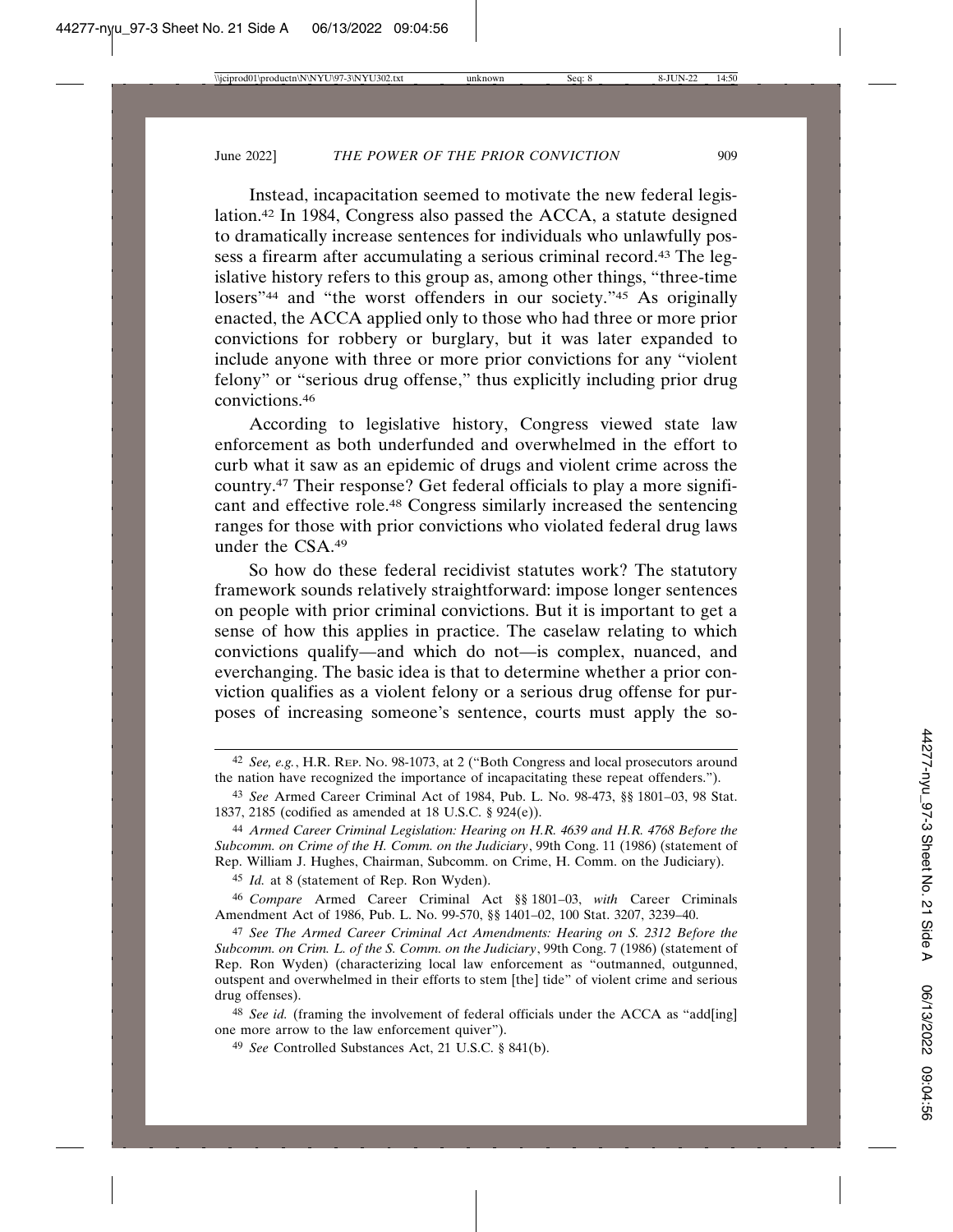Instead, incapacitation seemed to motivate the new federal legislation.[42] In 1984, Congress also passed the ACCA, a statute designed to dramatically increase sentences for individuals who unlawfully possess a firearm after accumulating a serious criminal record.[43] The legislative history refers to this group as, among other things, "three-time losers"[44] and "the worst offenders in our society."[45] As originally enacted, the ACCA applied only to those who had three or more prior convictions for robbery or burglary, but it was later expanded to include anyone with three or more prior convictions for any "violent felony" or "serious drug offense," thus explicitly including prior drug convictions.[46]

According to legislative history, Congress viewed state law enforcement as both underfunded and overwhelmed in the effort to curb what it saw as an epidemic of drugs and violent crime across the country.[47] Their response? Get federal officials to play a more significant and effective role.[48] Congress similarly increased the sentencing ranges for those with prior convictions who violated federal drug laws under the CSA.[49]

So how do these federal recidivist statutes work? The statutory framework sounds relatively straightforward: impose longer sentences on people with prior criminal convictions. But it is important to get a sense of how this applies in practice. The caselaw relating to which convictions qualify—and which do not—is complex, nuanced, and everchanging. The basic idea is that to determine whether a prior conviction qualifies as a violent felony or a serious drug offense for purposes of increasing someone's sentence, courts must apply the so-

---

[42] *See, e.g.*, H.R. Rep. No. 98-1073, at 2 ("Both Congress and local prosecutors around the nation have recognized the importance of incapacitating these repeat offenders.").

[43] *See* Armed Career Criminal Act of 1984, Pub. L. No. 98-473, §§ 1801–03, 98 Stat. 1837, 2185 (codified as amended at 18 U.S.C. § 924(e)).

[44] *Armed Career Criminal Legislation: Hearing on H.R. 4639 and H.R. 4768 Before the Subcomm. on Crime of the H. Comm. on the Judiciary*, 99th Cong. 11 (1986) (statement of Rep. William J. Hughes, Chairman, Subcomm. on Crime, H. Comm. on the Judiciary).

[45] *Id.* at 8 (statement of Rep. Ron Wyden).

[46] *Compare* Armed Career Criminal Act §§ 1801–03, *with* Career Criminals Amendment Act of 1986, Pub. L. No. 99-570, §§ 1401–02, 100 Stat. 3207, 3239–40.

[47] *See The Armed Career Criminal Act Amendments: Hearing on S. 2312 Before the Subcomm. on Crim. L. of the S. Comm. on the Judiciary*, 99th Cong. 7 (1986) (statement of Rep. Ron Wyden) (characterizing local law enforcement as "outmanned, outgunned, outspent and overwhelmed in their efforts to stem [the] tide" of violent crime and serious drug offenses).

[48] *See id.* (framing the involvement of federal officials under the ACCA as "add[ing] one more arrow to the law enforcement quiver").

[49] *See* Controlled Substances Act, 21 U.S.C. § 841(b).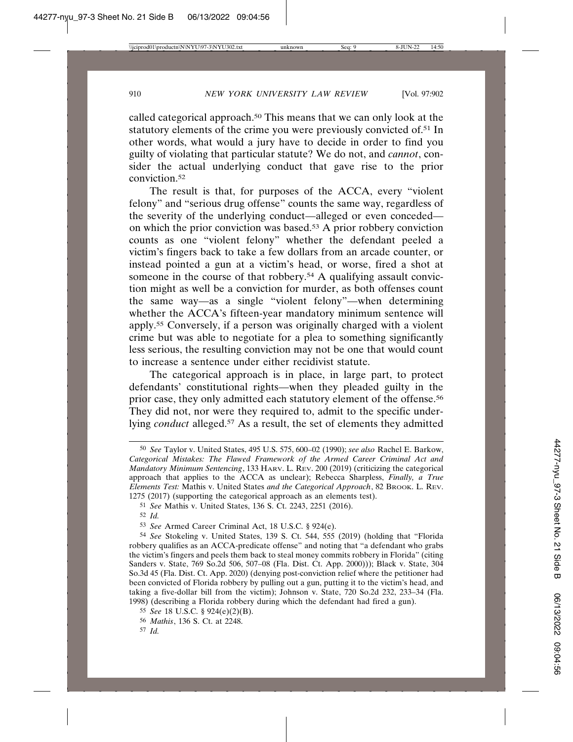called categorical approach.[50] This means that we can only look at the statutory elements of the crime you were previously convicted of.[51] In other words, what would a jury have to decide in order to find you guilty of violating that particular statute? We do not, and *cannot*, consider the actual underlying conduct that gave rise to the prior conviction.[52]

The result is that, for purposes of the ACCA, every "violent felony" and "serious drug offense" counts the same way, regardless of the severity of the underlying conduct—alleged or even conceded—on which the prior conviction was based.[53] A prior robbery conviction counts as one "violent felony" whether the defendant peeled a victim's fingers back to take a few dollars from an arcade counter, or instead pointed a gun at a victim's head, or worse, fired a shot at someone in the course of that robbery.[54] A qualifying assault conviction might as well be a conviction for murder, as both offenses count the same way—as a single "violent felony"—when determining whether the ACCA's fifteen-year mandatory minimum sentence will apply.[55] Conversely, if a person was originally charged with a violent crime but was able to negotiate for a plea to something significantly less serious, the resulting conviction may not be one that would count to increase a sentence under either recidivist statute.

The categorical approach is in place, in large part, to protect defendants' constitutional rights—when they pleaded guilty in the prior case, they only admitted each statutory element of the offense.[56] They did not, nor were they required to, admit to the specific underlying *conduct* alleged.[57] As a result, the set of elements they admitted

---

[50] *See* Taylor v. United States, 495 U.S. 575, 600–02 (1990); *see also* Rachel E. Barkow, *Categorical Mistakes: The Flawed Framework of the Armed Career Criminal Act and Mandatory Minimum Sentencing*, 133 HARV. L. REV. 200 (2019) (criticizing the categorical approach that applies to the ACCA as unclear); Rebecca Sharpless, *Finally, a True Elements Test:* Mathis v. United States *and the Categorical Approach*, 82 BROOK. L. REV. 1275 (2017) (supporting the categorical approach as an elements test).

[51] *See* Mathis v. United States, 136 S. Ct. 2243, 2251 (2016).

[52] *Id.*

[53] *See* Armed Career Criminal Act, 18 U.S.C. § 924(e).

[54] *See* Stokeling v. United States, 139 S. Ct. 544, 555 (2019) (holding that "Florida robbery qualifies as an ACCA-predicate offense" and noting that "a defendant who grabs the victim's fingers and peels them back to steal money commits robbery in Florida" (citing Sanders v. State, 769 So.2d 506, 507–08 (Fla. Dist. Ct. App. 2000))); Black v. State, 304 So.3d 45 (Fla. Dist. Ct. App. 2020) (denying post-conviction relief where the petitioner had been convicted of Florida robbery by pulling out a gun, putting it to the victim's head, and taking a five-dollar bill from the victim); Johnson v. State, 720 So.2d 232, 233–34 (Fla. 1998) (describing a Florida robbery during which the defendant had fired a gun).

[55] *See* 18 U.S.C. § 924(e)(2)(B).

[56] *Mathis*, 136 S. Ct. at 2248.

[57] *Id.*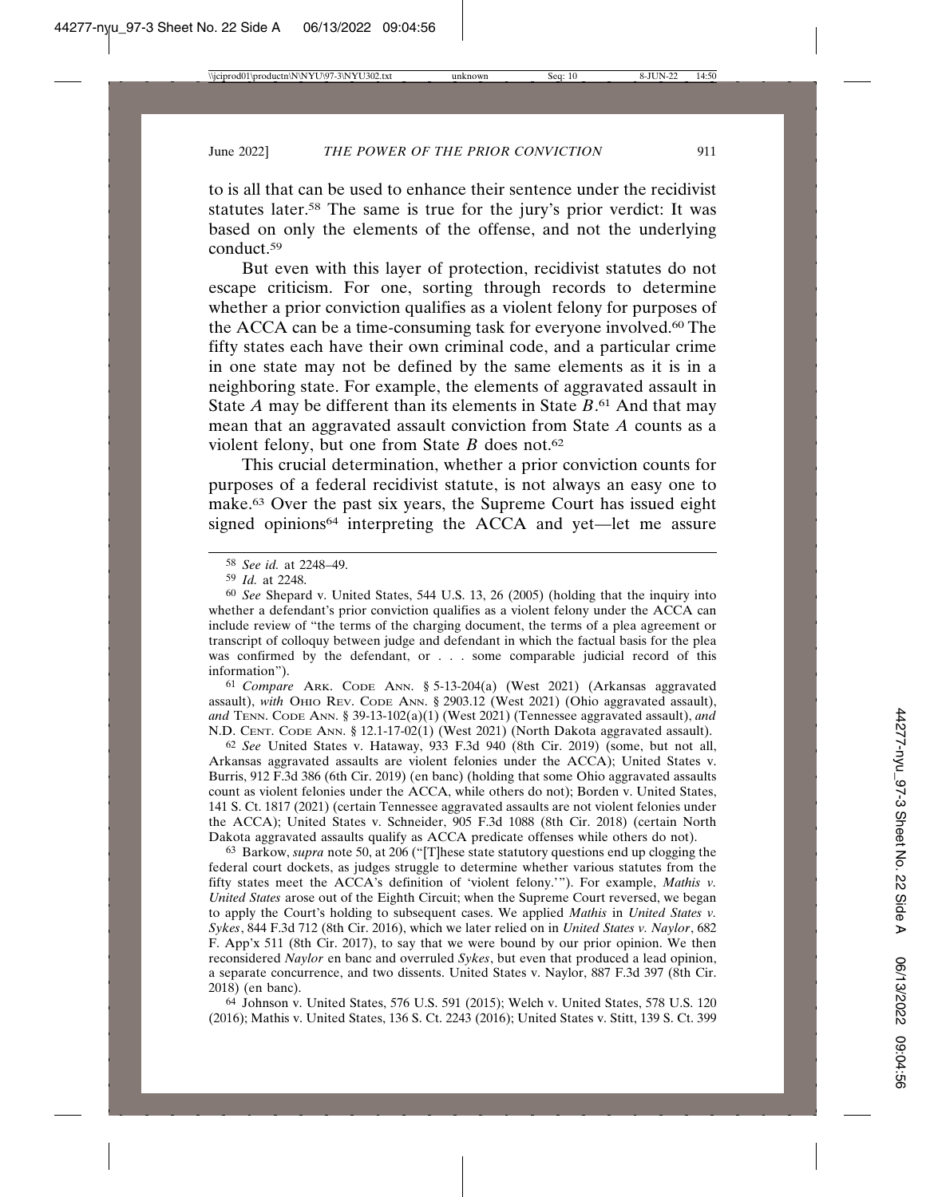to is all that can be used to enhance their sentence under the recidivist statutes later.[58] The same is true for the jury's prior verdict: It was based on only the elements of the offense, and not the underlying conduct.[59]

But even with this layer of protection, recidivist statutes do not escape criticism. For one, sorting through records to determine whether a prior conviction qualifies as a violent felony for purposes of the ACCA can be a time-consuming task for everyone involved.[60] The fifty states each have their own criminal code, and a particular crime in one state may not be defined by the same elements as it is in a neighboring state. For example, the elements of aggravated assault in State *A* may be different than its elements in State *B*.[61] And that may mean that an aggravated assault conviction from State *A* counts as a violent felony, but one from State *B* does not.[62]

This crucial determination, whether a prior conviction counts for purposes of a federal recidivist statute, is not always an easy one to make.[63] Over the past six years, the Supreme Court has issued eight signed opinions[64] interpreting the ACCA and yet—let me assure

---

[58] *See id.* at 2248–49.

[59] *Id.* at 2248.

[60] *See* Shepard v. United States, 544 U.S. 13, 26 (2005) (holding that the inquiry into whether a defendant's prior conviction qualifies as a violent felony under the ACCA can include review of "the terms of the charging document, the terms of a plea agreement or transcript of colloquy between judge and defendant in which the factual basis for the plea was confirmed by the defendant, or . . . some comparable judicial record of this information").

[61] *Compare* ARK. CODE ANN. § 5-13-204(a) (West 2021) (Arkansas aggravated assault), *with* OHIO REV. CODE ANN. § 2903.12 (West 2021) (Ohio aggravated assault), *and* TENN. CODE ANN. § 39-13-102(a)(1) (West 2021) (Tennessee aggravated assault), *and* N.D. CENT. CODE ANN. § 12.1-17-02(1) (West 2021) (North Dakota aggravated assault).

[62] *See* United States v. Hataway, 933 F.3d 940 (8th Cir. 2019) (some, but not all, Arkansas aggravated assaults are violent felonies under the ACCA); United States v. Burris, 912 F.3d 386 (6th Cir. 2019) (en banc) (holding that some Ohio aggravated assaults count as violent felonies under the ACCA, while others do not); Borden v. United States, 141 S. Ct. 1817 (2021) (certain Tennessee aggravated assaults are not violent felonies under the ACCA); United States v. Schneider, 905 F.3d 1088 (8th Cir. 2018) (certain North Dakota aggravated assaults qualify as ACCA predicate offenses while others do not).

[63] Barkow, *supra* note 50, at 206 ("[T]hese state statutory questions end up clogging the federal court dockets, as judges struggle to determine whether various statutes from the fifty states meet the ACCA's definition of 'violent felony.'"). For example, *Mathis v. United States* arose out of the Eighth Circuit; when the Supreme Court reversed, we began to apply the Court's holding to subsequent cases. We applied *Mathis* in *United States v. Sykes*, 844 F.3d 712 (8th Cir. 2016), which we later relied on in *United States v. Naylor*, 682 F. App'x 511 (8th Cir. 2017), to say that we were bound by our prior opinion. We then reconsidered *Naylor* en banc and overruled *Sykes*, but even that produced a lead opinion, a separate concurrence, and two dissents. United States v. Naylor, 887 F.3d 397 (8th Cir. 2018) (en banc).

[64] Johnson v. United States, 576 U.S. 591 (2015); Welch v. United States, 578 U.S. 120 (2016); Mathis v. United States, 136 S. Ct. 2243 (2016); United States v. Stitt, 139 S. Ct. 399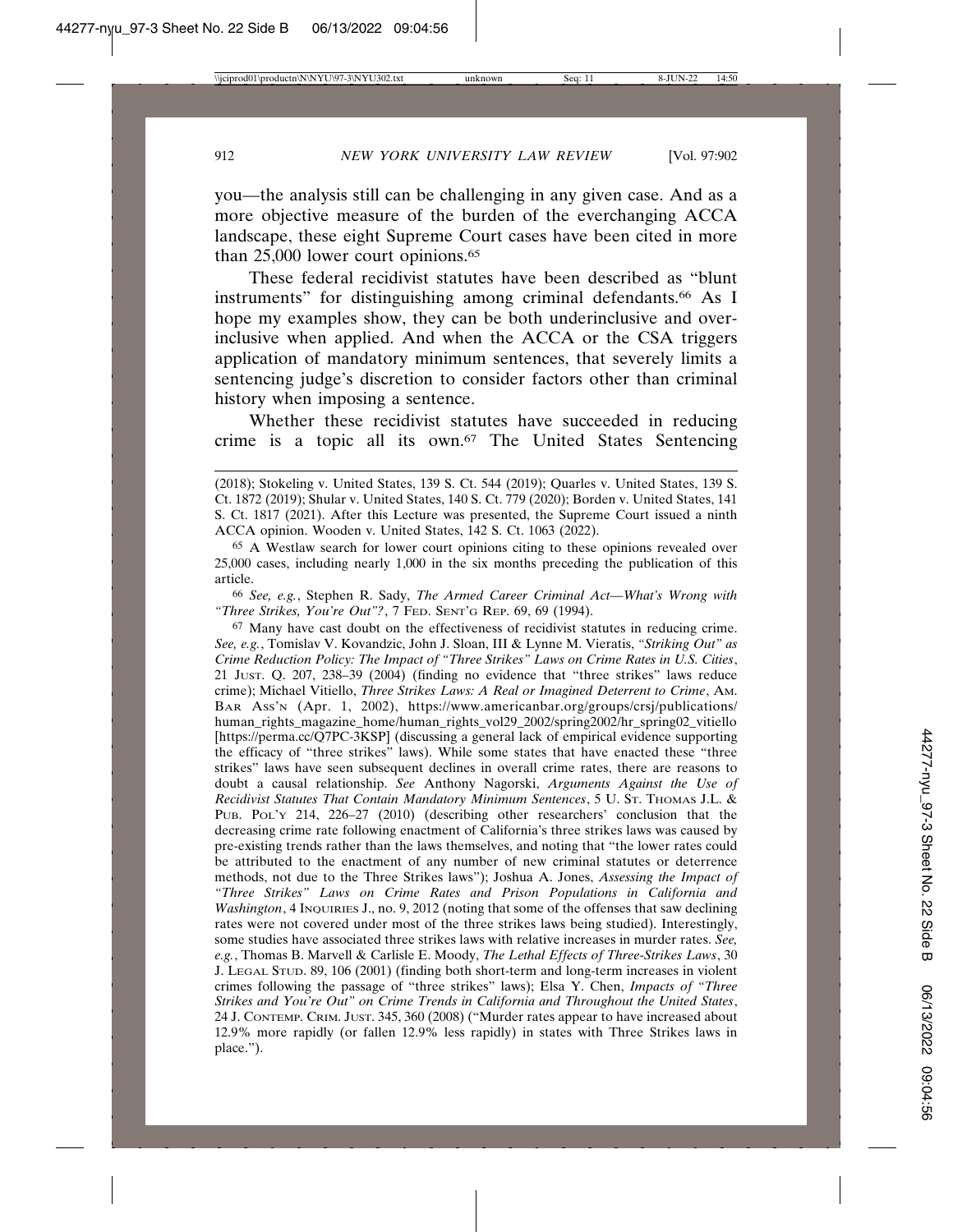you—the analysis still can be challenging in any given case. And as a more objective measure of the burden of the everchanging ACCA landscape, these eight Supreme Court cases have been cited in more than 25,000 lower court opinions.[65]

These federal recidivist statutes have been described as "blunt instruments" for distinguishing among criminal defendants.[66] As I hope my examples show, they can be both underinclusive and overinclusive when applied. And when the ACCA or the CSA triggers application of mandatory minimum sentences, that severely limits a sentencing judge's discretion to consider factors other than criminal history when imposing a sentence.

Whether these recidivist statutes have succeeded in reducing crime is a topic all its own.[67] The United States Sentencing

---

(2018); Stokeling v. United States, 139 S. Ct. 544 (2019); Quarles v. United States, 139 S. Ct. 1872 (2019); Shular v. United States, 140 S. Ct. 779 (2020); Borden v. United States, 141 S. Ct. 1817 (2021). After this Lecture was presented, the Supreme Court issued a ninth ACCA opinion. Wooden v. United States, 142 S. Ct. 1063 (2022).

[65] A Westlaw search for lower court opinions citing to these opinions revealed over 25,000 cases, including nearly 1,000 in the six months preceding the publication of this article.

[66] *See, e.g.*, Stephen R. Sady, *The Armed Career Criminal Act—What's Wrong with "Three Strikes, You're Out"?*, 7 FED. SENT'G REP. 69, 69 (1994).

[67] Many have cast doubt on the effectiveness of recidivist statutes in reducing crime. *See, e.g.*, Tomislav V. Kovandzic, John J. Sloan, III & Lynne M. Vieratis, *"Striking Out" as Crime Reduction Policy: The Impact of "Three Strikes" Laws on Crime Rates in U.S. Cities*, 21 JUST. Q. 207, 238–39 (2004) (finding no evidence that "three strikes" laws reduce crime); Michael Vitiello, *Three Strikes Laws: A Real or Imagined Deterrent to Crime*, AM. BAR ASS'N (Apr. 1, 2002), https://www.americanbar.org/groups/crsj/publications/human_rights_magazine_home/human_rights_vol29_2002/spring2002/hr_spring02_vitiello [https://perma.cc/Q7PC-3KSP] (discussing a general lack of empirical evidence supporting the efficacy of "three strikes" laws). While some states that have enacted these "three strikes" laws have seen subsequent declines in overall crime rates, there are reasons to doubt a causal relationship. *See* Anthony Nagorski, *Arguments Against the Use of Recidivist Statutes That Contain Mandatory Minimum Sentences*, 5 U. ST. THOMAS J.L. & PUB. POL'Y 214, 226–27 (2010) (describing other researchers' conclusion that the decreasing crime rate following enactment of California's three strikes laws was caused by pre-existing trends rather than the laws themselves, and noting that "the lower rates could be attributed to the enactment of any number of new criminal statutes or deterrence methods, not due to the Three Strikes laws"); Joshua A. Jones, *Assessing the Impact of "Three Strikes" Laws on Crime Rates and Prison Populations in California and Washington*, 4 INQUIRIES J., no. 9, 2012 (noting that some of the offenses that saw declining rates were not covered under most of the three strikes laws being studied). Interestingly, some studies have associated three strikes laws with relative increases in murder rates. *See, e.g.*, Thomas B. Marvell & Carlisle E. Moody, *The Lethal Effects of Three-Strikes Laws*, 30 J. LEGAL STUD. 89, 106 (2001) (finding both short-term and long-term increases in violent crimes following the passage of "three strikes" laws); Elsa Y. Chen, *Impacts of "Three Strikes and You're Out" on Crime Trends in California and Throughout the United States*, 24 J. CONTEMP. CRIM. JUST. 345, 360 (2008) ("Murder rates appear to have increased about 12.9% more rapidly (or fallen 12.9% less rapidly) in states with Three Strikes laws in place.").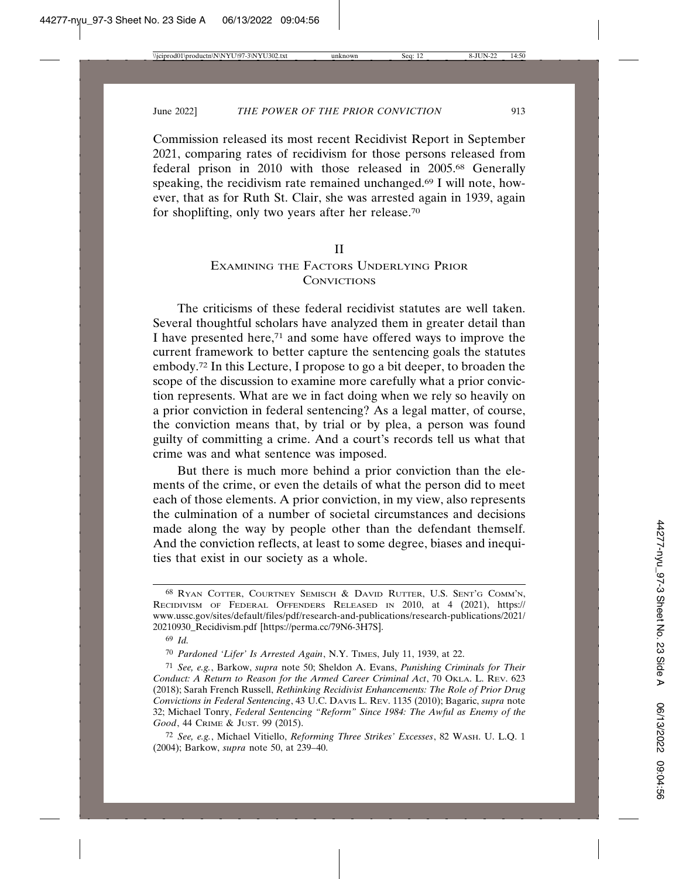Commission released its most recent Recidivist Report in September 2021, comparing rates of recidivism for those persons released from federal prison in 2010 with those released in 2005.[68] Generally speaking, the recidivism rate remained unchanged.[69] I will note, however, that as for Ruth St. Clair, she was arrested again in 1939, again for shoplifting, only two years after her release.[70]

## II
## Examining the Factors Underlying Prior Convictions

The criticisms of these federal recidivist statutes are well taken. Several thoughtful scholars have analyzed them in greater detail than I have presented here,[71] and some have offered ways to improve the current framework to better capture the sentencing goals the statutes embody.[72] In this Lecture, I propose to go a bit deeper, to broaden the scope of the discussion to examine more carefully what a prior conviction represents. What are we in fact doing when we rely so heavily on a prior conviction in federal sentencing? As a legal matter, of course, the conviction means that, by trial or by plea, a person was found guilty of committing a crime. And a court's records tell us what that crime was and what sentence was imposed.

But there is much more behind a prior conviction than the elements of the crime, or even the details of what the person did to meet each of those elements. A prior conviction, in my view, also represents the culmination of a number of societal circumstances and decisions made along the way by people other than the defendant themself. And the conviction reflects, at least to some degree, biases and inequities that exist in our society as a whole.

---

[68] Ryan Cotter, Courtney Semisch & David Rutter, U.S. Sent'g Comm'n, Recidivism of Federal Offenders Released in 2010, at 4 (2021), https://www.ussc.gov/sites/default/files/pdf/research-and-publications/research-publications/2021/20210930_Recidivism.pdf [https://perma.cc/79N6-3H7S].

[69] *Id.*

[70] *Pardoned 'Lifer' Is Arrested Again*, N.Y. Times, July 11, 1939, at 22.

[71] *See, e.g.*, Barkow, *supra* note 50; Sheldon A. Evans, *Punishing Criminals for Their Conduct: A Return to Reason for the Armed Career Criminal Act*, 70 Okla. L. Rev. 623 (2018); Sarah French Russell, *Rethinking Recidivist Enhancements: The Role of Prior Drug Convictions in Federal Sentencing*, 43 U.C. Davis L. Rev. 1135 (2010); Bagaric, *supra* note 32; Michael Tonry, *Federal Sentencing "Reform" Since 1984: The Awful as Enemy of the Good*, 44 Crime & Just. 99 (2015).

[72] *See, e.g.*, Michael Vitiello, *Reforming Three Strikes' Excesses*, 82 Wash. U. L.Q. 1 (2004); Barkow, *supra* note 50, at 239–40.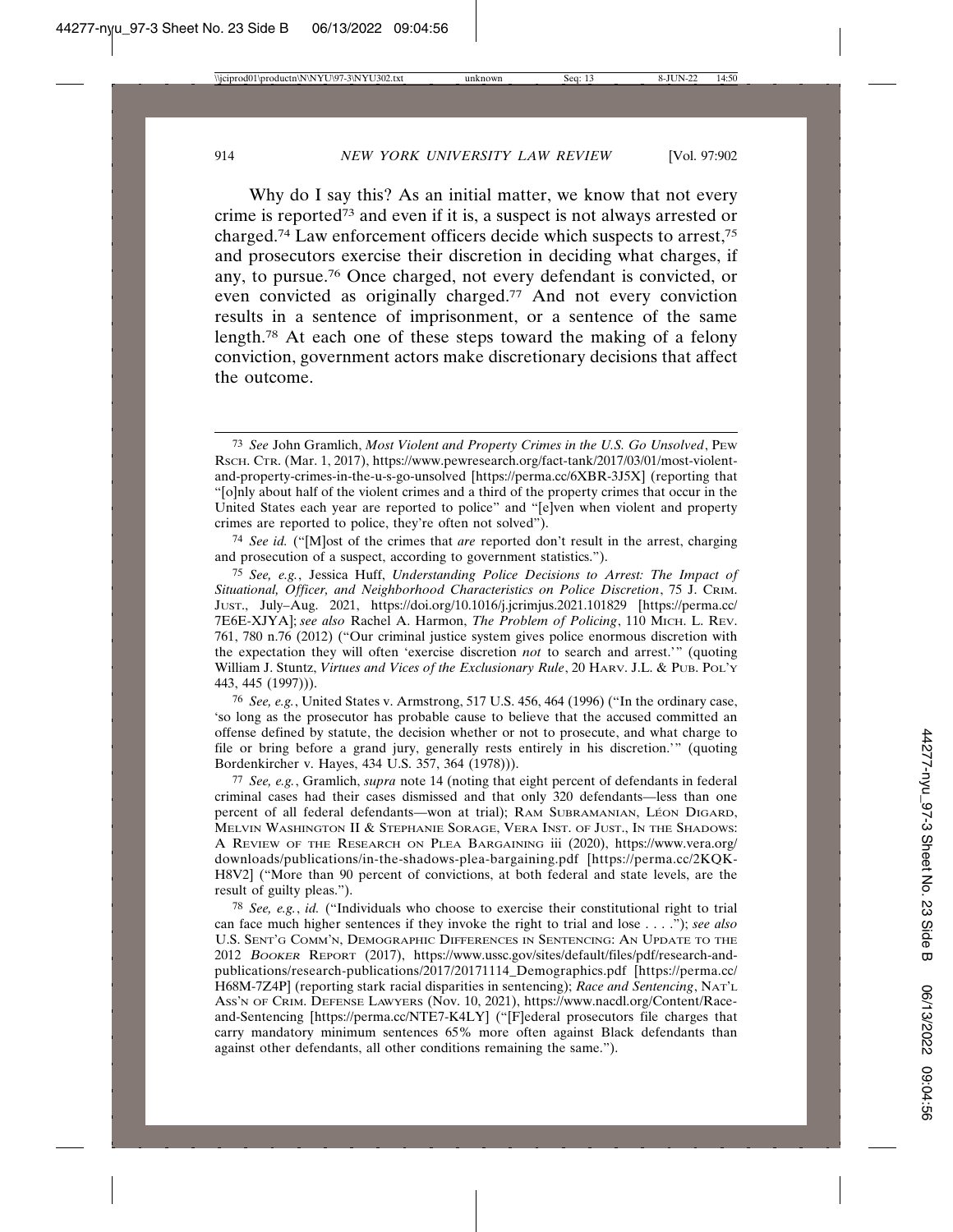Why do I say this? As an initial matter, we know that not every crime is reported[73] and even if it is, a suspect is not always arrested or charged.[74] Law enforcement officers decide which suspects to arrest,[75] and prosecutors exercise their discretion in deciding what charges, if any, to pursue.[76] Once charged, not every defendant is convicted, or even convicted as originally charged.[77] And not every conviction results in a sentence of imprisonment, or a sentence of the same length.[78] At each one of these steps toward the making of a felony conviction, government actors make discretionary decisions that affect the outcome.

---

[73] *See* John Gramlich, *Most Violent and Property Crimes in the U.S. Go Unsolved*, PEW RSCH. CTR. (Mar. 1, 2017), https://www.pewresearch.org/fact-tank/2017/03/01/most-violent-and-property-crimes-in-the-u-s-go-unsolved [https://perma.cc/6XBR-3J5X] (reporting that "[o]nly about half of the violent crimes and a third of the property crimes that occur in the United States each year are reported to police" and "[e]ven when violent and property crimes are reported to police, they're often not solved").

[74] *See id.* ("[M]ost of the crimes that *are* reported don't result in the arrest, charging and prosecution of a suspect, according to government statistics.").

[75] *See, e.g.*, Jessica Huff, *Understanding Police Decisions to Arrest: The Impact of Situational, Officer, and Neighborhood Characteristics on Police Discretion*, 75 J. CRIM. JUST., July–Aug. 2021, https://doi.org/10.1016/j.jcrimjus.2021.101829 [https://perma.cc/7E6E-XJYA]; *see also* Rachel A. Harmon, *The Problem of Policing*, 110 MICH. L. REV. 761, 780 n.76 (2012) ("Our criminal justice system gives police enormous discretion with the expectation they will often 'exercise discretion *not* to search and arrest.'" (quoting William J. Stuntz, *Virtues and Vices of the Exclusionary Rule*, 20 HARV. J.L. & PUB. POL'Y 443, 445 (1997))).

[76] *See, e.g.*, United States v. Armstrong, 517 U.S. 456, 464 (1996) ("In the ordinary case, 'so long as the prosecutor has probable cause to believe that the accused committed an offense defined by statute, the decision whether or not to prosecute, and what charge to file or bring before a grand jury, generally rests entirely in his discretion.'" (quoting Bordenkircher v. Hayes, 434 U.S. 357, 364 (1978))).

[77] *See, e.g.*, Gramlich, *supra* note 14 (noting that eight percent of defendants in federal criminal cases had their cases dismissed and that only 320 defendants—less than one percent of all federal defendants—won at trial); RAM SUBRAMANIAN, LÉON DIGARD, MELVIN WASHINGTON II & STEPHANIE SORAGE, VERA INST. OF JUST., IN THE SHADOWS: A REVIEW OF THE RESEARCH ON PLEA BARGAINING iii (2020), https://www.vera.org/downloads/publications/in-the-shadows-plea-bargaining.pdf [https://perma.cc/2KQK-H8V2] ("More than 90 percent of convictions, at both federal and state levels, are the result of guilty pleas.").

[78] *See, e.g.*, *id.* ("Individuals who choose to exercise their constitutional right to trial can face much higher sentences if they invoke the right to trial and lose . . . ."); *see also* U.S. SENT'G COMM'N, DEMOGRAPHIC DIFFERENCES IN SENTENCING: AN UPDATE TO THE 2012 *BOOKER* REPORT (2017), https://www.ussc.gov/sites/default/files/pdf/research-and-publications/research-publications/2017/20171114_Demographics.pdf [https://perma.cc/H68M-7Z4P] (reporting stark racial disparities in sentencing); *Race and Sentencing*, NAT'L ASS'N OF CRIM. DEFENSE LAWYERS (Nov. 10, 2021), https://www.nacdl.org/Content/Race-and-Sentencing [https://perma.cc/NTE7-K4LY] ("[F]ederal prosecutors file charges that carry mandatory minimum sentences 65% more often against Black defendants than against other defendants, all other conditions remaining the same.").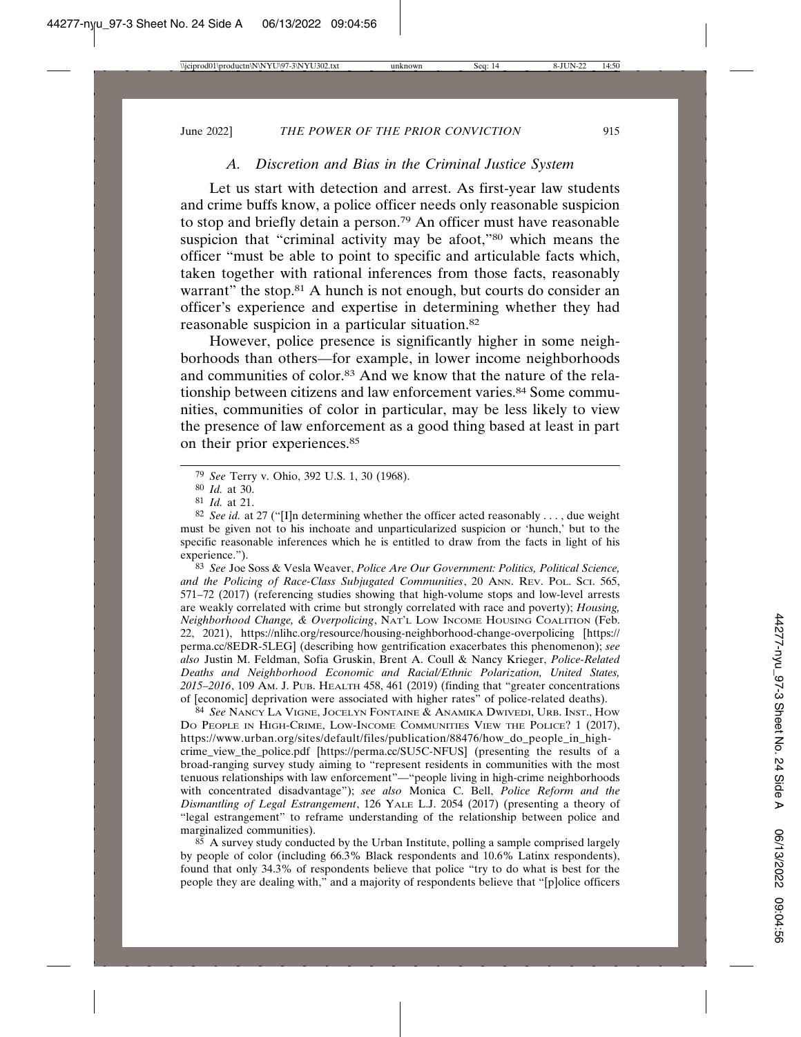### *A. Discretion and Bias in the Criminal Justice System*

Let us start with detection and arrest. As first-year law students and crime buffs know, a police officer needs only reasonable suspicion to stop and briefly detain a person.[79] An officer must have reasonable suspicion that "criminal activity may be afoot,"[80] which means the officer "must be able to point to specific and articulable facts which, taken together with rational inferences from those facts, reasonably warrant" the stop.[81] A hunch is not enough, but courts do consider an officer's experience and expertise in determining whether they had reasonable suspicion in a particular situation.[82]

However, police presence is significantly higher in some neighborhoods than others—for example, in lower income neighborhoods and communities of color.[83] And we know that the nature of the relationship between citizens and law enforcement varies.[84] Some communities, communities of color in particular, may be less likely to view the presence of law enforcement as a good thing based at least in part on their prior experiences.[85]

---

[79] *See* Terry v. Ohio, 392 U.S. 1, 30 (1968).

[80] *Id.* at 30.

[81] *Id.* at 21.

[82] *See id.* at 27 ("[I]n determining whether the officer acted reasonably . . . , due weight must be given not to his inchoate and unparticularized suspicion or 'hunch,' but to the specific reasonable inferences which he is entitled to draw from the facts in light of his experience.").

[83] *See* Joe Soss & Vesla Weaver, *Police Are Our Government: Politics, Political Science, and the Policing of Race-Class Subjugated Communities*, 20 ANN. REV. POL. SCI. 565, 571–72 (2017) (referencing studies showing that high-volume stops and low-level arrests are weakly correlated with crime but strongly correlated with race and poverty); *Housing, Neighborhood Change, & Overpolicing*, NAT'L LOW INCOME HOUSING COALITION (Feb. 22, 2021), https://nlihc.org/resource/housing-neighborhood-change-overpolicing [https://perma.cc/8EDR-5LEG] (describing how gentrification exacerbates this phenomenon); *see also* Justin M. Feldman, Sofia Gruskin, Brent A. Coull & Nancy Krieger, *Police-Related Deaths and Neighborhood Economic and Racial/Ethnic Polarization, United States, 2015–2016*, 109 AM. J. PUB. HEALTH 458, 461 (2019) (finding that "greater concentrations of [economic] deprivation were associated with higher rates" of police-related deaths).

[84] *See* NANCY LA VIGNE, JOCELYN FONTAINE & ANAMIKA DWIVEDI, URB. INST., HOW DO PEOPLE IN HIGH-CRIME, LOW-INCOME COMMUNITIES VIEW THE POLICE? 1 (2017), https://www.urban.org/sites/default/files/publication/88476/how_do_people_in_high-crime_view_the_police.pdf [https://perma.cc/SU5C-NFUS] (presenting the results of a broad-ranging survey study aiming to "represent residents in communities with the most tenuous relationships with law enforcement"—"people living in high-crime neighborhoods with concentrated disadvantage"); *see also* Monica C. Bell, *Police Reform and the Dismantling of Legal Estrangement*, 126 YALE L.J. 2054 (2017) (presenting a theory of "legal estrangement" to reframe understanding of the relationship between police and marginalized communities).

[85] A survey study conducted by the Urban Institute, polling a sample comprised largely by people of color (including 66.3% Black respondents and 10.6% Latinx respondents), found that only 34.3% of respondents believe that police "try to do what is best for the people they are dealing with," and a majority of respondents believe that "[p]olice officers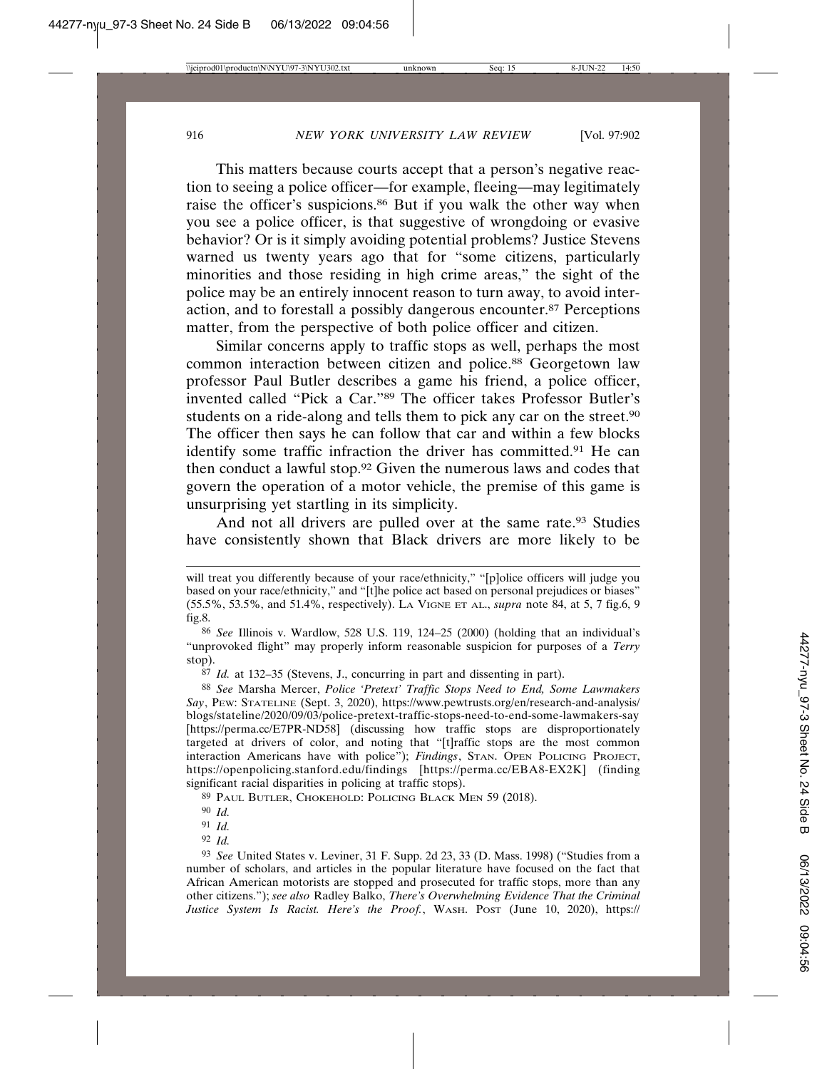This matters because courts accept that a person's negative reaction to seeing a police officer—for example, fleeing—may legitimately raise the officer's suspicions.[86] But if you walk the other way when you see a police officer, is that suggestive of wrongdoing or evasive behavior? Or is it simply avoiding potential problems? Justice Stevens warned us twenty years ago that for "some citizens, particularly minorities and those residing in high crime areas," the sight of the police may be an entirely innocent reason to turn away, to avoid interaction, and to forestall a possibly dangerous encounter.[87] Perceptions matter, from the perspective of both police officer and citizen.

Similar concerns apply to traffic stops as well, perhaps the most common interaction between citizen and police.[88] Georgetown law professor Paul Butler describes a game his friend, a police officer, invented called "Pick a Car."[89] The officer takes Professor Butler's students on a ride-along and tells them to pick any car on the street.[90] The officer then says he can follow that car and within a few blocks identify some traffic infraction the driver has committed.[91] He can then conduct a lawful stop.[92] Given the numerous laws and codes that govern the operation of a motor vehicle, the premise of this game is unsurprising yet startling in its simplicity.

And not all drivers are pulled over at the same rate.[93] Studies have consistently shown that Black drivers are more likely to be

---

will treat you differently because of your race/ethnicity," "[p]olice officers will judge you based on your race/ethnicity," and "[t]he police act based on personal prejudices or biases" (55.5%, 53.5%, and 51.4%, respectively). LA VIGNE ET AL., *supra* note 84, at 5, 7 fig.6, 9 fig.8.

[86] *See* Illinois v. Wardlow, 528 U.S. 119, 124–25 (2000) (holding that an individual's "unprovoked flight" may properly inform reasonable suspicion for purposes of a *Terry* stop).

[87] *Id.* at 132–35 (Stevens, J., concurring in part and dissenting in part).

[88] *See* Marsha Mercer, *Police 'Pretext' Traffic Stops Need to End, Some Lawmakers Say*, PEW: STATELINE (Sept. 3, 2020), https://www.pewtrusts.org/en/research-and-analysis/blogs/stateline/2020/09/03/police-pretext-traffic-stops-need-to-end-some-lawmakers-say [https://perma.cc/E7PR-ND58] (discussing how traffic stops are disproportionately targeted at drivers of color, and noting that "[t]raffic stops are the most common interaction Americans have with police"); *Findings*, STAN. OPEN POLICING PROJECT, https://openpolicing.stanford.edu/findings [https://perma.cc/EBA8-EX2K] (finding significant racial disparities in policing at traffic stops).

[89] PAUL BUTLER, CHOKEHOLD: POLICING BLACK MEN 59 (2018).

[90] *Id.*

[91] *Id.*

[92] *Id.*

[93] *See* United States v. Leviner, 31 F. Supp. 2d 23, 33 (D. Mass. 1998) ("Studies from a number of scholars, and articles in the popular literature have focused on the fact that African American motorists are stopped and prosecuted for traffic stops, more than any other citizens."); *see also* Radley Balko, *There's Overwhelming Evidence That the Criminal Justice System Is Racist. Here's the Proof.*, WASH. POST (June 10, 2020), https://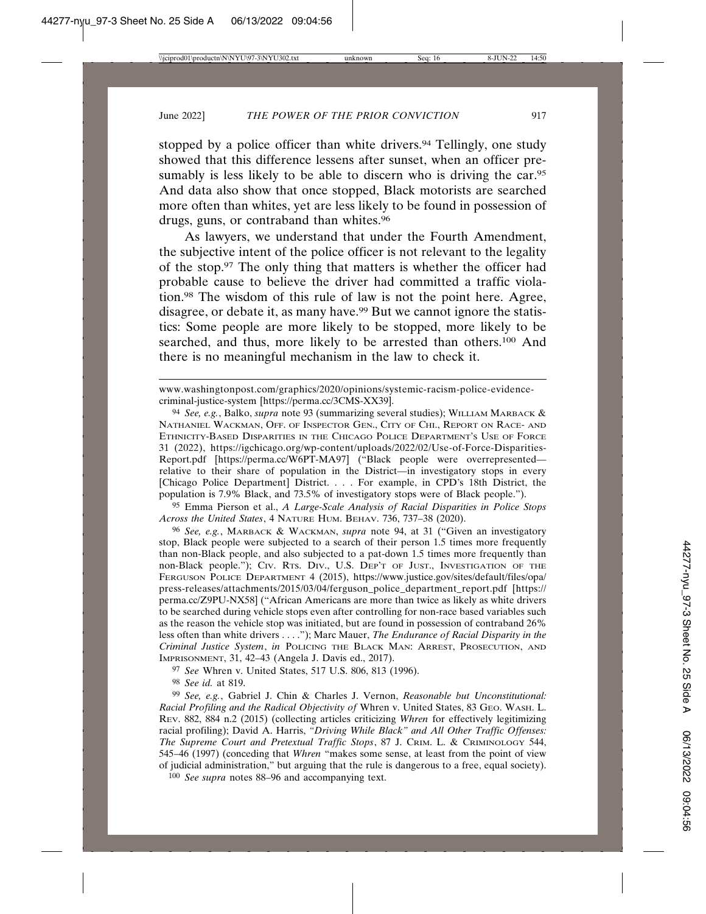stopped by a police officer than white drivers.[94] Tellingly, one study showed that this difference lessens after sunset, when an officer presumably is less likely to be able to discern who is driving the car.[95] And data also show that once stopped, Black motorists are searched more often than whites, yet are less likely to be found in possession of drugs, guns, or contraband than whites.[96]

As lawyers, we understand that under the Fourth Amendment, the subjective intent of the police officer is not relevant to the legality of the stop.[97] The only thing that matters is whether the officer had probable cause to believe the driver had committed a traffic violation.[98] The wisdom of this rule of law is not the point here. Agree, disagree, or debate it, as many have.[99] But we cannot ignore the statistics: Some people are more likely to be stopped, more likely to be searched, and thus, more likely to be arrested than others.[100] And there is no meaningful mechanism in the law to check it.

---

www.washingtonpost.com/graphics/2020/opinions/systemic-racism-police-evidence-criminal-justice-system [https://perma.cc/3CMS-XX39].

[94] *See, e.g.*, Balko, *supra* note 93 (summarizing several studies); WILLIAM MARBACK & NATHANIEL WACKMAN, OFF. OF INSPECTOR GEN., CITY OF CHI., REPORT ON RACE- AND ETHNICITY-BASED DISPARITIES IN THE CHICAGO POLICE DEPARTMENT'S USE OF FORCE 31 (2022), https://igchicago.org/wp-content/uploads/2022/02/Use-of-Force-Disparities-Report.pdf [https://perma.cc/W6PT-MA97] ("Black people were overrepresented—relative to their share of population in the District—in investigatory stops in every [Chicago Police Department] District. . . . For example, in CPD's 18th District, the population is 7.9% Black, and 73.5% of investigatory stops were of Black people.").

[95] Emma Pierson et al., *A Large-Scale Analysis of Racial Disparities in Police Stops Across the United States*, 4 NATURE HUM. BEHAV. 736, 737–38 (2020).

[96] *See, e.g.*, MARBACK & WACKMAN, *supra* note 94, at 31 ("Given an investigatory stop, Black people were subjected to a search of their person 1.5 times more frequently than non-Black people, and also subjected to a pat-down 1.5 times more frequently than non-Black people."); CIV. RTS. DIV., U.S. DEP'T OF JUST., INVESTIGATION OF THE FERGUSON POLICE DEPARTMENT 4 (2015), https://www.justice.gov/sites/default/files/opa/press-releases/attachments/2015/03/04/ferguson_police_department_report.pdf [https://perma.cc/Z9PU-NX58] ("African Americans are more than twice as likely as white drivers to be searched during vehicle stops even after controlling for non-race based variables such as the reason the vehicle stop was initiated, but are found in possession of contraband 26% less often than white drivers . . . ."); Marc Mauer, *The Endurance of Racial Disparity in the Criminal Justice System*, *in* POLICING THE BLACK MAN: ARREST, PROSECUTION, AND IMPRISONMENT, 31, 42–43 (Angela J. Davis ed., 2017).

[97] *See* Whren v. United States, 517 U.S. 806, 813 (1996).

[98] *See id.* at 819.

[99] *See, e.g.*, Gabriel J. Chin & Charles J. Vernon, *Reasonable but Unconstitutional: Racial Profiling and the Radical Objectivity of* Whren v. United States, 83 GEO. WASH. L. REV. 882, 884 n.2 (2015) (collecting articles criticizing *Whren* for effectively legitimizing racial profiling); David A. Harris, *"Driving While Black" and All Other Traffic Offenses: The Supreme Court and Pretextual Traffic Stops*, 87 J. CRIM. L. & CRIMINOLOGY 544, 545–46 (1997) (conceding that *Whren* "makes some sense, at least from the point of view of judicial administration," but arguing that the rule is dangerous to a free, equal society).

[100] *See supra* notes 88–96 and accompanying text.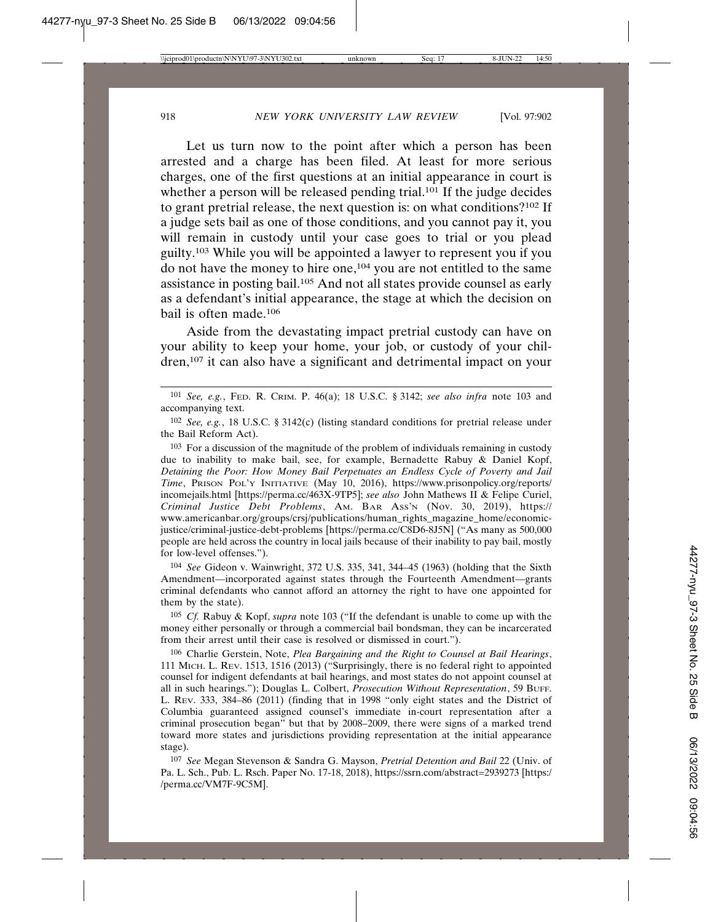Let us turn now to the point after which a person has been arrested and a charge has been filed. At least for more serious charges, one of the first questions at an initial appearance in court is whether a person will be released pending trial.[101] If the judge decides to grant pretrial release, the next question is: on what conditions?[102] If a judge sets bail as one of those conditions, and you cannot pay it, you will remain in custody until your case goes to trial or you plead guilty.[103] While you will be appointed a lawyer to represent you if you do not have the money to hire one,[104] you are not entitled to the same assistance in posting bail.[105] And not all states provide counsel as early as a defendant's initial appearance, the stage at which the decision on bail is often made.[106]

Aside from the devastating impact pretrial custody can have on your ability to keep your home, your job, or custody of your children,[107] it can also have a significant and detrimental impact on your

---

[101] *See, e.g.*, FED. R. CRIM. P. 46(a); 18 U.S.C. § 3142; *see also infra* note 103 and accompanying text.

[102] *See, e.g.*, 18 U.S.C. § 3142(c) (listing standard conditions for pretrial release under the Bail Reform Act).

[103] For a discussion of the magnitude of the problem of individuals remaining in custody due to inability to make bail, see, for example, Bernadette Rabuy & Daniel Kopf, *Detaining the Poor: How Money Bail Perpetuates an Endless Cycle of Poverty and Jail Time*, PRISON POL'Y INITIATIVE (May 10, 2016), https://www.prisonpolicy.org/reports/incomejails.html [https://perma.cc/463X-9TP5]; *see also* John Mathews II & Felipe Curiel, *Criminal Justice Debt Problems*, AM. BAR ASS'N (Nov. 30, 2019), https://www.americanbar.org/groups/crsj/publications/human_rights_magazine_home/economic-justice/criminal-justice-debt-problems [https://perma.cc/C8D6-8J5N] ("As many as 500,000 people are held across the country in local jails because of their inability to pay bail, mostly for low-level offenses.").

[104] *See* Gideon v. Wainwright, 372 U.S. 335, 341, 344–45 (1963) (holding that the Sixth Amendment—incorporated against states through the Fourteenth Amendment—grants criminal defendants who cannot afford an attorney the right to have one appointed for them by the state).

[105] *Cf.* Rabuy & Kopf, *supra* note 103 ("If the defendant is unable to come up with the money either personally or through a commercial bail bondsman, they can be incarcerated from their arrest until their case is resolved or dismissed in court.").

[106] Charlie Gerstein, Note, *Plea Bargaining and the Right to Counsel at Bail Hearings*, 111 MICH. L. REV. 1513, 1516 (2013) ("Surprisingly, there is no federal right to appointed counsel for indigent defendants at bail hearings, and most states do not appoint counsel at all in such hearings."); Douglas L. Colbert, *Prosecution Without Representation*, 59 BUFF. L. REV. 333, 384–86 (2011) (finding that in 1998 "only eight states and the District of Columbia guaranteed assigned counsel's immediate in-court representation after a criminal prosecution began" but that by 2008–2009, there were signs of a marked trend toward more states and jurisdictions providing representation at the initial appearance stage).

[107] *See* Megan Stevenson & Sandra G. Mayson, *Pretrial Detention and Bail* 22 (Univ. of Pa. L. Sch., Pub. L. Rsch. Paper No. 17-18, 2018), https://ssrn.com/abstract=2939273 [https://perma.cc/VM7F-9C5M].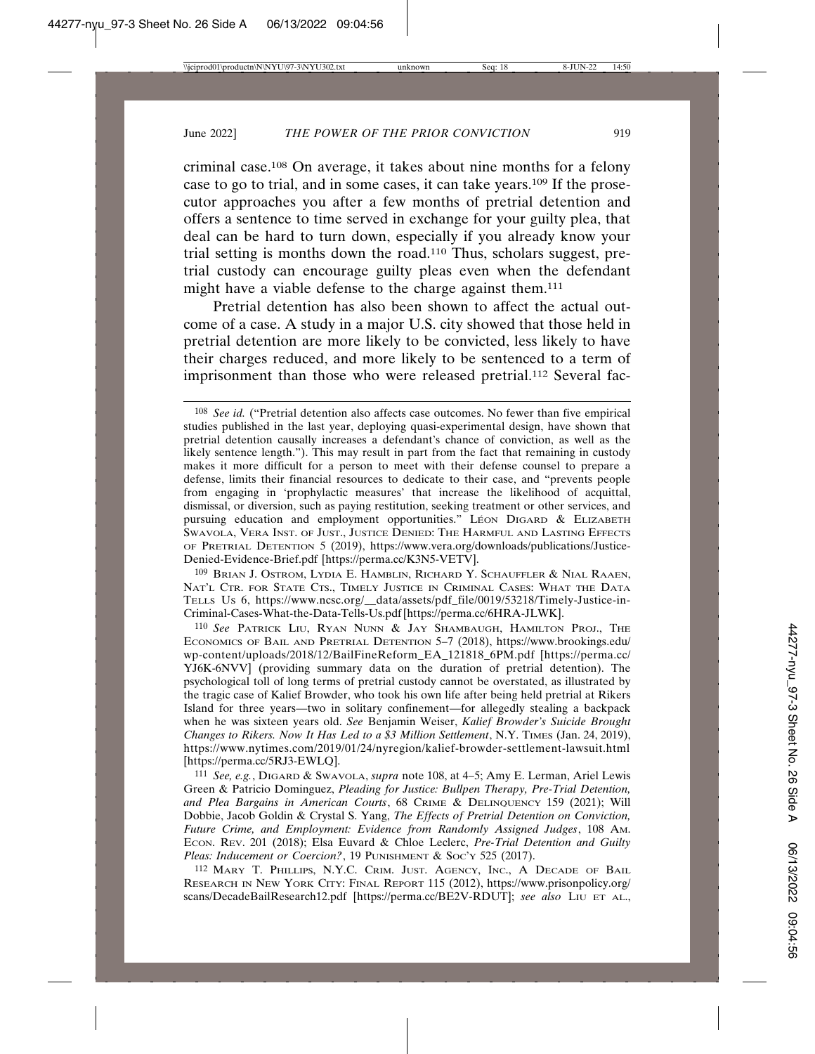criminal case.[108] On average, it takes about nine months for a felony case to go to trial, and in some cases, it can take years.[109] If the prosecutor approaches you after a few months of pretrial detention and offers a sentence to time served in exchange for your guilty plea, that deal can be hard to turn down, especially if you already know your trial setting is months down the road.[110] Thus, scholars suggest, pretrial custody can encourage guilty pleas even when the defendant might have a viable defense to the charge against them.[111]

Pretrial detention has also been shown to affect the actual outcome of a case. A study in a major U.S. city showed that those held in pretrial detention are more likely to be convicted, less likely to have their charges reduced, and more likely to be sentenced to a term of imprisonment than those who were released pretrial.[112] Several fac-

---

[108] *See id.* ("Pretrial detention also affects case outcomes. No fewer than five empirical studies published in the last year, deploying quasi-experimental design, have shown that pretrial detention causally increases a defendant's chance of conviction, as well as the likely sentence length."). This may result in part from the fact that remaining in custody makes it more difficult for a person to meet with their defense counsel to prepare a defense, limits their financial resources to dedicate to their case, and "prevents people from engaging in 'prophylactic measures' that increase the likelihood of acquittal, dismissal, or diversion, such as paying restitution, seeking treatment or other services, and pursuing education and employment opportunities." LÉON DIGARD & ELIZABETH SWAVOLA, VERA INST. OF JUST., JUSTICE DENIED: THE HARMFUL AND LASTING EFFECTS OF PRETRIAL DETENTION 5 (2019), https://www.vera.org/downloads/publications/Justice-Denied-Evidence-Brief.pdf [https://perma.cc/K3N5-VETV].

[109] BRIAN J. OSTROM, LYDIA E. HAMBLIN, RICHARD Y. SCHAUFFLER & NIAL RAAEN, NAT'L CTR. FOR STATE CTS., TIMELY JUSTICE IN CRIMINAL CASES: WHAT THE DATA TELLS US 6, https://www.ncsc.org/__data/assets/pdf_file/0019/53218/Timely-Justice-in-Criminal-Cases-What-the-Data-Tells-Us.pdf [https://perma.cc/6HRA-JLWK].

[110] *See* PATRICK LIU, RYAN NUNN & JAY SHAMBAUGH, HAMILTON PROJ., THE ECONOMICS OF BAIL AND PRETRIAL DETENTION 5–7 (2018), https://www.brookings.edu/wp-content/uploads/2018/12/BailFineReform_EA_121818_6PM.pdf [https://perma.cc/YJ6K-6NVV] (providing summary data on the duration of pretrial detention). The psychological toll of long terms of pretrial custody cannot be overstated, as illustrated by the tragic case of Kalief Browder, who took his own life after being held pretrial at Rikers Island for three years—two in solitary confinement—for allegedly stealing a backpack when he was sixteen years old. *See* Benjamin Weiser, *Kalief Browder's Suicide Brought Changes to Rikers. Now It Has Led to a $3 Million Settlement*, N.Y. TIMES (Jan. 24, 2019), https://www.nytimes.com/2019/01/24/nyregion/kalief-browder-settlement-lawsuit.html [https://perma.cc/5RJ3-EWLQ].

[111] *See, e.g.*, DIGARD & SWAVOLA, *supra* note 108, at 4–5; Amy E. Lerman, Ariel Lewis Green & Patricio Dominguez, *Pleading for Justice: Bullpen Therapy, Pre-Trial Detention, and Plea Bargains in American Courts*, 68 CRIME & DELINQUENCY 159 (2021); Will Dobbie, Jacob Goldin & Crystal S. Yang, *The Effects of Pretrial Detention on Conviction, Future Crime, and Employment: Evidence from Randomly Assigned Judges*, 108 AM. ECON. REV. 201 (2018); Elsa Euvard & Chloe Leclerc, *Pre-Trial Detention and Guilty Pleas: Inducement or Coercion?*, 19 PUNISHMENT & SOC'Y 525 (2017).

[112] MARY T. PHILLIPS, N.Y.C. CRIM. JUST. AGENCY, INC., A DECADE OF BAIL RESEARCH IN NEW YORK CITY: FINAL REPORT 115 (2012), https://www.prisonpolicy.org/scans/DecadeBailResearch12.pdf [https://perma.cc/BE2V-RDUT]; *see also* LIU ET AL.,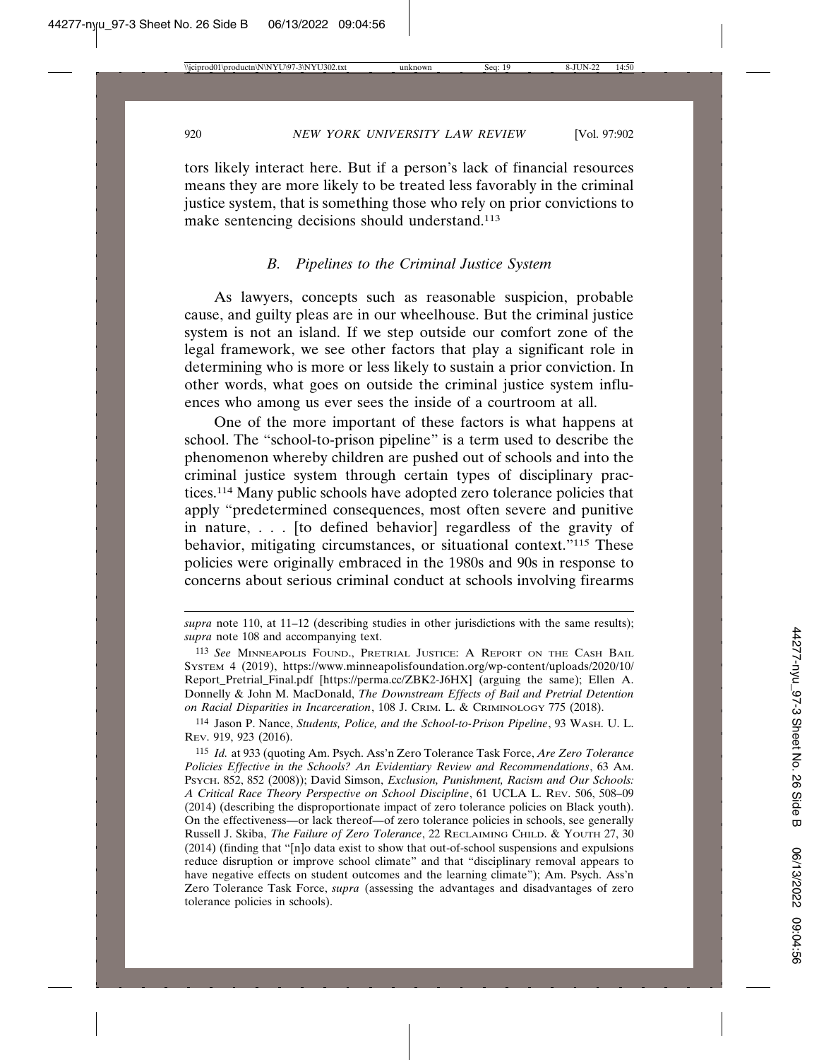tors likely interact here. But if a person's lack of financial resources means they are more likely to be treated less favorably in the criminal justice system, that is something those who rely on prior convictions to make sentencing decisions should understand.[113]

### *B. Pipelines to the Criminal Justice System*

As lawyers, concepts such as reasonable suspicion, probable cause, and guilty pleas are in our wheelhouse. But the criminal justice system is not an island. If we step outside our comfort zone of the legal framework, we see other factors that play a significant role in determining who is more or less likely to sustain a prior conviction. In other words, what goes on outside the criminal justice system influences who among us ever sees the inside of a courtroom at all.

One of the more important of these factors is what happens at school. The "school-to-prison pipeline" is a term used to describe the phenomenon whereby children are pushed out of schools and into the criminal justice system through certain types of disciplinary practices.[114] Many public schools have adopted zero tolerance policies that apply "predetermined consequences, most often severe and punitive in nature, . . . [to defined behavior] regardless of the gravity of behavior, mitigating circumstances, or situational context."[115] These policies were originally embraced in the 1980s and 90s in response to concerns about serious criminal conduct at schools involving firearms

---

*supra* note 110, at 11–12 (describing studies in other jurisdictions with the same results); *supra* note 108 and accompanying text.

[113] *See* MINNEAPOLIS FOUND., PRETRIAL JUSTICE: A REPORT ON THE CASH BAIL SYSTEM 4 (2019), https://www.minneapolisfoundation.org/wp-content/uploads/2020/10/Report_Pretrial_Final.pdf [https://perma.cc/ZBK2-J6HX] (arguing the same); Ellen A. Donnelly & John M. MacDonald, *The Downstream Effects of Bail and Pretrial Detention on Racial Disparities in Incarceration*, 108 J. CRIM. L. & CRIMINOLOGY 775 (2018).

[114] Jason P. Nance, *Students, Police, and the School-to-Prison Pipeline*, 93 WASH. U. L. REV. 919, 923 (2016).

[115] *Id.* at 933 (quoting Am. Psych. Ass'n Zero Tolerance Task Force, *Are Zero Tolerance Policies Effective in the Schools? An Evidentiary Review and Recommendations*, 63 AM. PSYCH. 852, 852 (2008)); David Simson, *Exclusion, Punishment, Racism and Our Schools: A Critical Race Theory Perspective on School Discipline*, 61 UCLA L. REV. 506, 508–09 (2014) (describing the disproportionate impact of zero tolerance policies on Black youth). On the effectiveness—or lack thereof—of zero tolerance policies in schools, see generally Russell J. Skiba, *The Failure of Zero Tolerance*, 22 RECLAIMING CHILD. & YOUTH 27, 30 (2014) (finding that "[n]o data exist to show that out-of-school suspensions and expulsions reduce disruption or improve school climate" and that "disciplinary removal appears to have negative effects on student outcomes and the learning climate"); Am. Psych. Ass'n Zero Tolerance Task Force, *supra* (assessing the advantages and disadvantages of zero tolerance policies in schools).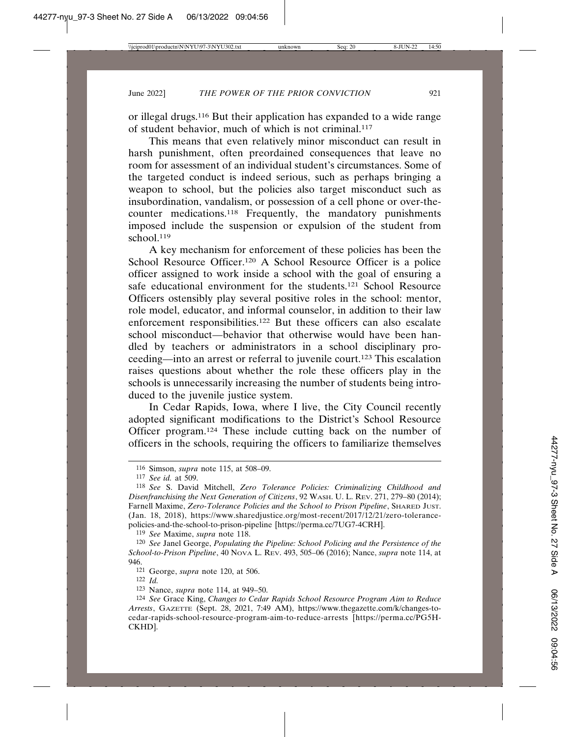or illegal drugs.[116] But their application has expanded to a wide range of student behavior, much of which is not criminal.[117]

This means that even relatively minor misconduct can result in harsh punishment, often preordained consequences that leave no room for assessment of an individual student's circumstances. Some of the targeted conduct is indeed serious, such as perhaps bringing a weapon to school, but the policies also target misconduct such as insubordination, vandalism, or possession of a cell phone or over-the-counter medications.[118] Frequently, the mandatory punishments imposed include the suspension or expulsion of the student from school.[119]

A key mechanism for enforcement of these policies has been the School Resource Officer.[120] A School Resource Officer is a police officer assigned to work inside a school with the goal of ensuring a safe educational environment for the students.[121] School Resource Officers ostensibly play several positive roles in the school: mentor, role model, educator, and informal counselor, in addition to their law enforcement responsibilities.[122] But these officers can also escalate school misconduct—behavior that otherwise would have been handled by teachers or administrators in a school disciplinary proceeding—into an arrest or referral to juvenile court.[123] This escalation raises questions about whether the role these officers play in the schools is unnecessarily increasing the number of students being introduced to the juvenile justice system.

In Cedar Rapids, Iowa, where I live, the City Council recently adopted significant modifications to the District's School Resource Officer program.[124] These include cutting back on the number of officers in the schools, requiring the officers to familiarize themselves

---

116 Simson, *supra* note 115, at 508–09.

117 *See id.* at 509.

118 *See* S. David Mitchell, *Zero Tolerance Policies: Criminalizing Childhood and Disenfranchising the Next Generation of Citizens*, 92 WASH. U. L. REV. 271, 279–80 (2014); Farnell Maxime, *Zero-Tolerance Policies and the School to Prison Pipeline*, SHARED JUST. (Jan. 18, 2018), https://www.sharedjustice.org/most-recent/2017/12/21/zero-tolerance-policies-and-the-school-to-prison-pipeline [https://perma.cc/7UG7-4CRH].

119 *See* Maxime, *supra* note 118.

120 *See* Janel George, *Populating the Pipeline: School Policing and the Persistence of the School-to-Prison Pipeline*, 40 NOVA L. REV. 493, 505–06 (2016); Nance, *supra* note 114, at 946.

121 George, *supra* note 120, at 506.

122 *Id.*

123 Nance, *supra* note 114, at 949–50.

124 *See* Grace King, *Changes to Cedar Rapids School Resource Program Aim to Reduce Arrests*, GAZETTE (Sept. 28, 2021, 7:49 AM), https://www.thegazette.com/k/changes-to-cedar-rapids-school-resource-program-aim-to-reduce-arrests [https://perma.cc/PG5H-CKHD].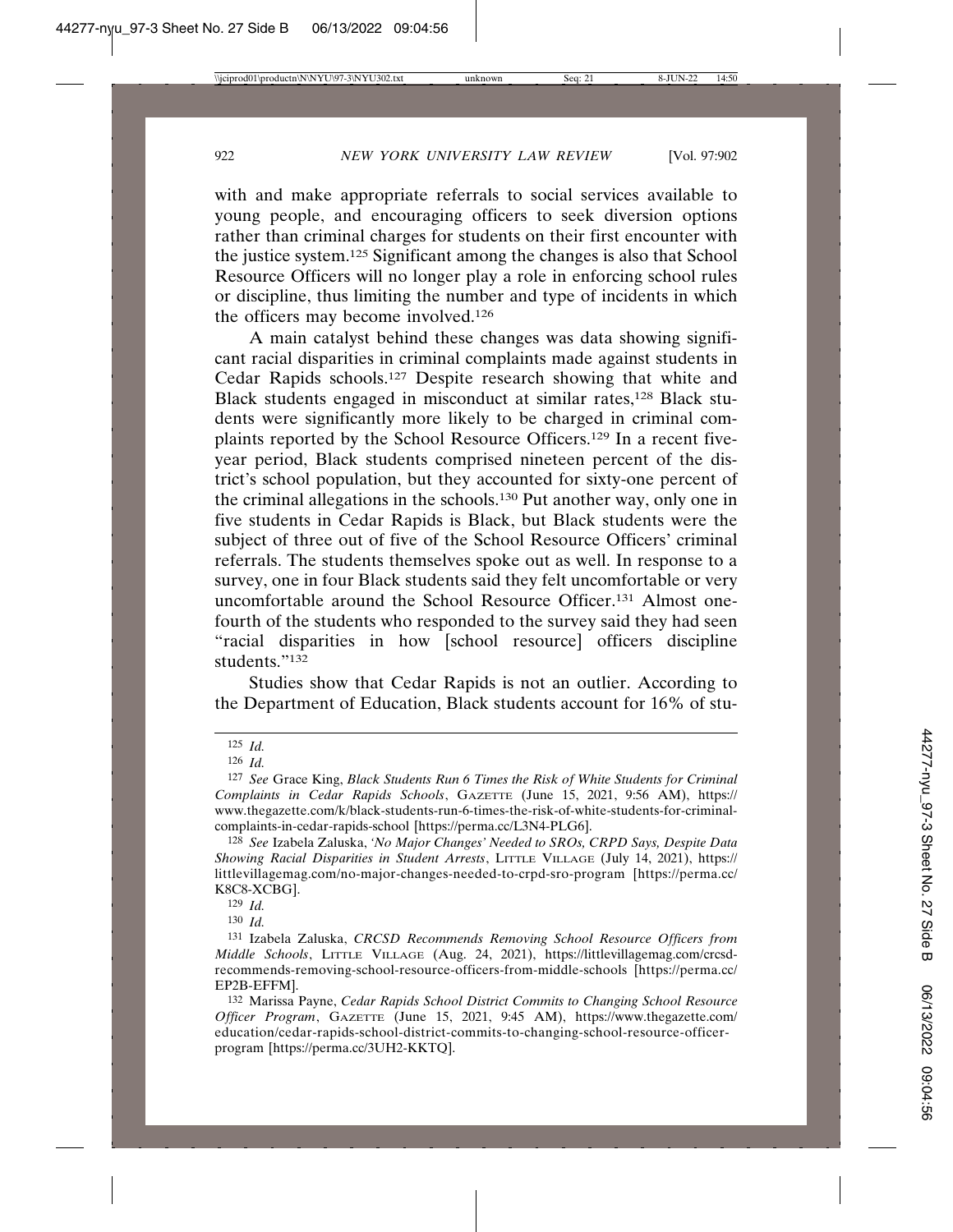with and make appropriate referrals to social services available to young people, and encouraging officers to seek diversion options rather than criminal charges for students on their first encounter with the justice system.[125] Significant among the changes is also that School Resource Officers will no longer play a role in enforcing school rules or discipline, thus limiting the number and type of incidents in which the officers may become involved.[126]

A main catalyst behind these changes was data showing significant racial disparities in criminal complaints made against students in Cedar Rapids schools.[127] Despite research showing that white and Black students engaged in misconduct at similar rates,[128] Black students were significantly more likely to be charged in criminal complaints reported by the School Resource Officers.[129] In a recent five-year period, Black students comprised nineteen percent of the district's school population, but they accounted for sixty-one percent of the criminal allegations in the schools.[130] Put another way, only one in five students in Cedar Rapids is Black, but Black students were the subject of three out of five of the School Resource Officers' criminal referrals. The students themselves spoke out as well. In response to a survey, one in four Black students said they felt uncomfortable or very uncomfortable around the School Resource Officer.[131] Almost one-fourth of the students who responded to the survey said they had seen "racial disparities in how [school resource] officers discipline students."[132]

Studies show that Cedar Rapids is not an outlier. According to the Department of Education, Black students account for 16% of stu-

---

[125] *Id.*

[126] *Id.*

[127] *See* Grace King, *Black Students Run 6 Times the Risk of White Students for Criminal Complaints in Cedar Rapids Schools*, GAZETTE (June 15, 2021, 9:56 AM), https://www.thegazette.com/k/black-students-run-6-times-the-risk-of-white-students-for-criminal-complaints-in-cedar-rapids-school [https://perma.cc/L3N4-PLG6].

[128] *See* Izabela Zaluska, *'No Major Changes' Needed to SROs, CRPD Says, Despite Data Showing Racial Disparities in Student Arrests*, LITTLE VILLAGE (July 14, 2021), https://littlevillagemag.com/no-major-changes-needed-to-crpd-sro-program [https://perma.cc/K8C8-XCBG].

[129] *Id.*

[130] *Id.*

[131] Izabela Zaluska, *CRCSD Recommends Removing School Resource Officers from Middle Schools*, LITTLE VILLAGE (Aug. 24, 2021), https://littlevillagemag.com/crcsd-recommends-removing-school-resource-officers-from-middle-schools [https://perma.cc/EP2B-EFFM].

[132] Marissa Payne, *Cedar Rapids School District Commits to Changing School Resource Officer Program*, GAZETTE (June 15, 2021, 9:45 AM), https://www.thegazette.com/education/cedar-rapids-school-district-commits-to-changing-school-resource-officer-program [https://perma.cc/3UH2-KKTQ].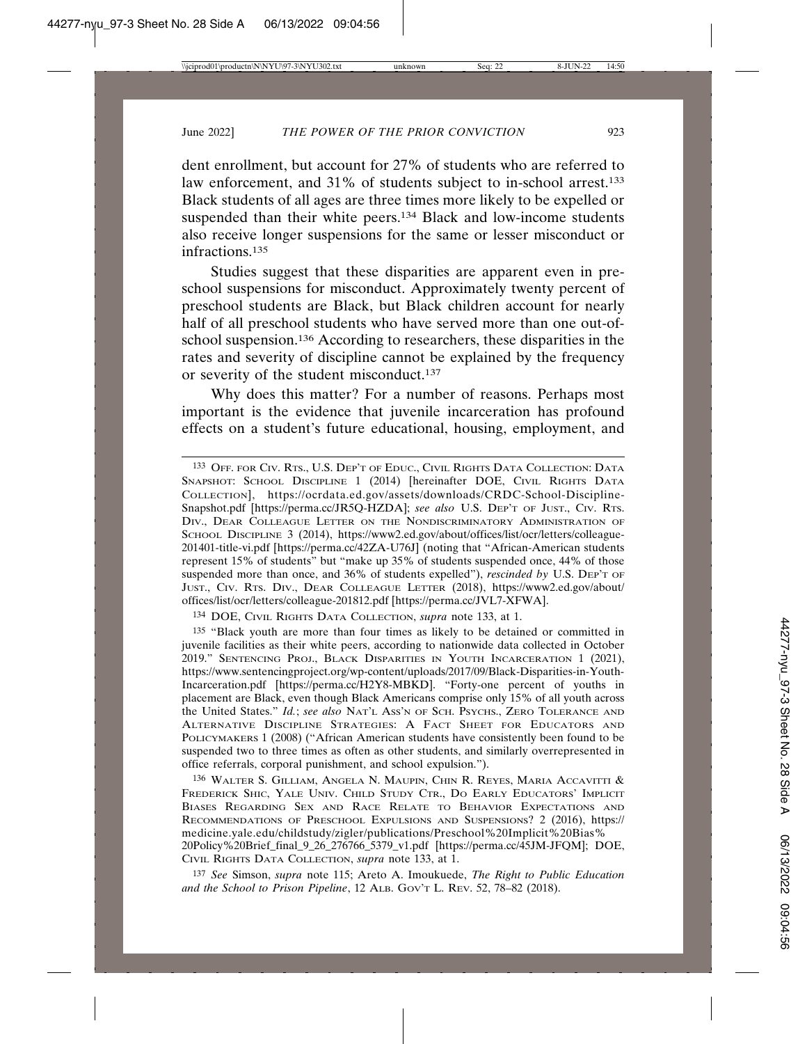dent enrollment, but account for 27% of students who are referred to law enforcement, and 31% of students subject to in-school arrest.[133] Black students of all ages are three times more likely to be expelled or suspended than their white peers.[134] Black and low-income students also receive longer suspensions for the same or lesser misconduct or infractions.[135]

Studies suggest that these disparities are apparent even in preschool suspensions for misconduct. Approximately twenty percent of preschool students are Black, but Black children account for nearly half of all preschool students who have served more than one out-of-school suspension.[136] According to researchers, these disparities in the rates and severity of discipline cannot be explained by the frequency or severity of the student misconduct.[137]

Why does this matter? For a number of reasons. Perhaps most important is the evidence that juvenile incarceration has profound effects on a student's future educational, housing, employment, and

---

[133] OFF. FOR CIV. RTS., U.S. DEP'T OF EDUC., CIVIL RIGHTS DATA COLLECTION: DATA SNAPSHOT: SCHOOL DISCIPLINE 1 (2014) [hereinafter DOE, CIVIL RIGHTS DATA COLLECTION], https://ocrdata.ed.gov/assets/downloads/CRDC-School-Discipline-Snapshot.pdf [https://perma.cc/JR5Q-HZDA]; *see also* U.S. DEP'T OF JUST., CIV. RTS. DIV., DEAR COLLEAGUE LETTER ON THE NONDISCRIMINATORY ADMINISTRATION OF SCHOOL DISCIPLINE 3 (2014), https://www2.ed.gov/about/offices/list/ocr/letters/colleague-201401-title-vi.pdf [https://perma.cc/42ZA-U76J] (noting that "African-American students represent 15% of students" but "make up 35% of students suspended once, 44% of those suspended more than once, and 36% of students expelled"), *rescinded by* U.S. DEP'T OF JUST., CIV. RTS. DIV., DEAR COLLEAGUE LETTER (2018), https://www2.ed.gov/about/offices/list/ocr/letters/colleague-201812.pdf [https://perma.cc/JVL7-XFWA].

[134] DOE, CIVIL RIGHTS DATA COLLECTION, *supra* note 133, at 1.

[135] "Black youth are more than four times as likely to be detained or committed in juvenile facilities as their white peers, according to nationwide data collected in October 2019." SENTENCING PROJ., BLACK DISPARITIES IN YOUTH INCARCERATION 1 (2021), https://www.sentencingproject.org/wp-content/uploads/2017/09/Black-Disparities-in-Youth-Incarceration.pdf [https://perma.cc/H2Y8-MBKD]. "Forty-one percent of youths in placement are Black, even though Black Americans comprise only 15% of all youth across the United States." *Id.*; *see also* NAT'L ASS'N OF SCH. PSYCHS., ZERO TOLERANCE AND ALTERNATIVE DISCIPLINE STRATEGIES: A FACT SHEET FOR EDUCATORS AND POLICYMAKERS 1 (2008) ("African American students have consistently been found to be suspended two to three times as often as other students, and similarly overrepresented in office referrals, corporal punishment, and school expulsion.").

[136] WALTER S. GILLIAM, ANGELA N. MAUPIN, CHIN R. REYES, MARIA ACCAVITTI & FREDERICK SHIC, YALE UNIV. CHILD STUDY CTR., DO EARLY EDUCATORS' IMPLICIT BIASES REGARDING SEX AND RACE RELATE TO BEHAVIOR EXPECTATIONS AND RECOMMENDATIONS OF PRESCHOOL EXPULSIONS AND SUSPENSIONS? 2 (2016), https://medicine.yale.edu/childstudy/zigler/publications/Preschool%20Implicit%20Bias%20Policy%20Brief_final_9_26_276766_5379_v1.pdf [https://perma.cc/45JM-JFQM]; DOE, CIVIL RIGHTS DATA COLLECTION, *supra* note 133, at 1.

[137] *See* Simson, *supra* note 115; Areto A. Imoukuede, *The Right to Public Education and the School to Prison Pipeline*, 12 ALB. GOV'T L. REV. 52, 78–82 (2018).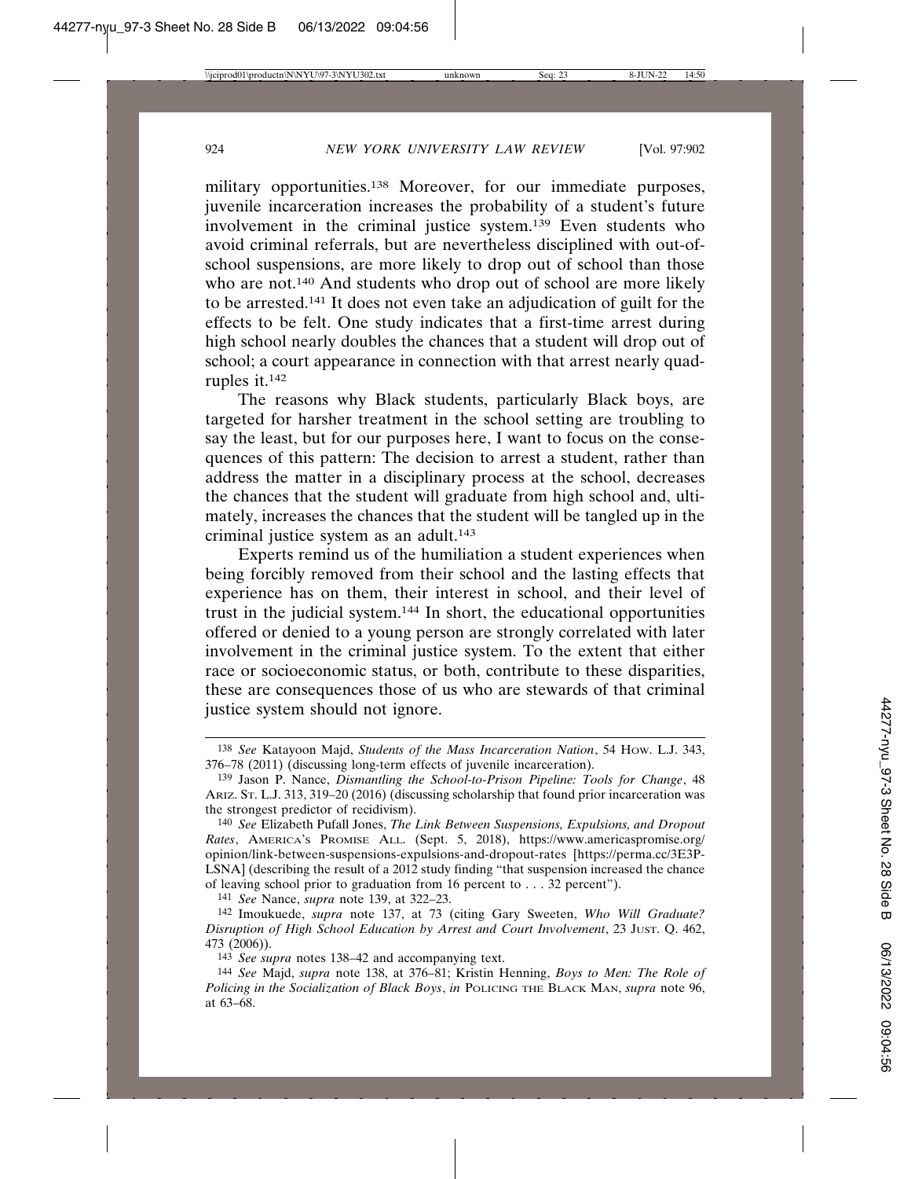military opportunities.[138] Moreover, for our immediate purposes, juvenile incarceration increases the probability of a student's future involvement in the criminal justice system.[139] Even students who avoid criminal referrals, but are nevertheless disciplined with out-of-school suspensions, are more likely to drop out of school than those who are not.[140] And students who drop out of school are more likely to be arrested.[141] It does not even take an adjudication of guilt for the effects to be felt. One study indicates that a first-time arrest during high school nearly doubles the chances that a student will drop out of school; a court appearance in connection with that arrest nearly quadruples it.[142]

The reasons why Black students, particularly Black boys, are targeted for harsher treatment in the school setting are troubling to say the least, but for our purposes here, I want to focus on the consequences of this pattern: The decision to arrest a student, rather than address the matter in a disciplinary process at the school, decreases the chances that the student will graduate from high school and, ultimately, increases the chances that the student will be tangled up in the criminal justice system as an adult.[143]

Experts remind us of the humiliation a student experiences when being forcibly removed from their school and the lasting effects that experience has on them, their interest in school, and their level of trust in the judicial system.[144] In short, the educational opportunities offered or denied to a young person are strongly correlated with later involvement in the criminal justice system. To the extent that either race or socioeconomic status, or both, contribute to these disparities, these are consequences those of us who are stewards of that criminal justice system should not ignore.

---

138 *See* Katayoon Majd, *Students of the Mass Incarceration Nation*, 54 HOW. L.J. 343, 376–78 (2011) (discussing long-term effects of juvenile incarceration).

139 Jason P. Nance, *Dismantling the School-to-Prison Pipeline: Tools for Change*, 48 ARIZ. ST. L.J. 313, 319–20 (2016) (discussing scholarship that found prior incarceration was the strongest predictor of recidivism).

140 *See* Elizabeth Pufall Jones, *The Link Between Suspensions, Expulsions, and Dropout Rates*, AMERICA'S PROMISE ALL. (Sept. 5, 2018), https://www.americaspromise.org/opinion/link-between-suspensions-expulsions-and-dropout-rates [https://perma.cc/3E3P-LSNA] (describing the result of a 2012 study finding "that suspension increased the chance of leaving school prior to graduation from 16 percent to . . . 32 percent").

141 *See* Nance, *supra* note 139, at 322–23.

142 Imoukuede, *supra* note 137, at 73 (citing Gary Sweeten, *Who Will Graduate? Disruption of High School Education by Arrest and Court Involvement*, 23 JUST. Q. 462, 473 (2006)).

143 *See supra* notes 138–42 and accompanying text.

144 *See* Majd, *supra* note 138, at 376–81; Kristin Henning, *Boys to Men: The Role of Policing in the Socialization of Black Boys*, *in* POLICING THE BLACK MAN, *supra* note 96, at 63–68.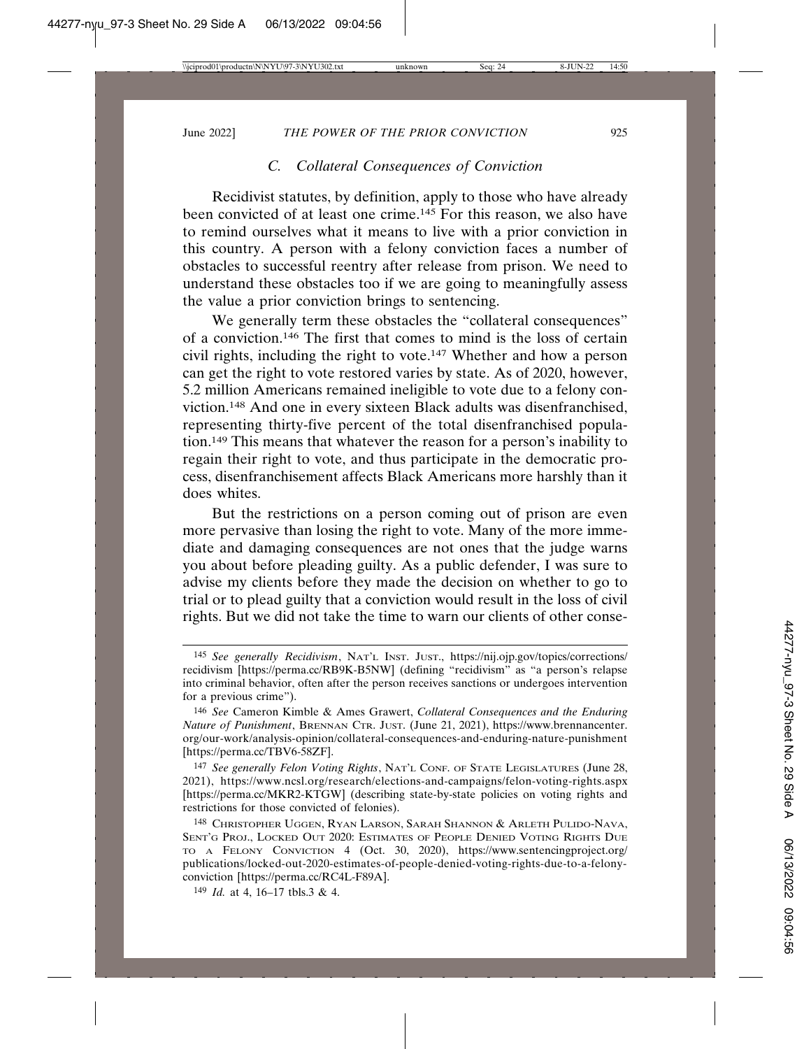### *C. Collateral Consequences of Conviction*

Recidivist statutes, by definition, apply to those who have already been convicted of at least one crime.[145] For this reason, we also have to remind ourselves what it means to live with a prior conviction in this country. A person with a felony conviction faces a number of obstacles to successful reentry after release from prison. We need to understand these obstacles too if we are going to meaningfully assess the value a prior conviction brings to sentencing.

We generally term these obstacles the "collateral consequences" of a conviction.[146] The first that comes to mind is the loss of certain civil rights, including the right to vote.[147] Whether and how a person can get the right to vote restored varies by state. As of 2020, however, 5.2 million Americans remained ineligible to vote due to a felony conviction.[148] And one in every sixteen Black adults was disenfranchised, representing thirty-five percent of the total disenfranchised population.[149] This means that whatever the reason for a person's inability to regain their right to vote, and thus participate in the democratic process, disenfranchisement affects Black Americans more harshly than it does whites.

But the restrictions on a person coming out of prison are even more pervasive than losing the right to vote. Many of the more immediate and damaging consequences are not ones that the judge warns you about before pleading guilty. As a public defender, I was sure to advise my clients before they made the decision on whether to go to trial or to plead guilty that a conviction would result in the loss of civil rights. But we did not take the time to warn our clients of other conse-

---

[145] *See generally Recidivism*, NAT'L INST. JUST., https://nij.ojp.gov/topics/corrections/recidivism [https://perma.cc/RB9K-B5NW] (defining "recidivism" as "a person's relapse into criminal behavior, often after the person receives sanctions or undergoes intervention for a previous crime").

[146] *See* Cameron Kimble & Ames Grawert, *Collateral Consequences and the Enduring Nature of Punishment*, BRENNAN CTR. JUST. (June 21, 2021), https://www.brennancenter.org/our-work/analysis-opinion/collateral-consequences-and-enduring-nature-punishment [https://perma.cc/TBV6-58ZF].

[147] *See generally Felon Voting Rights*, NAT'L CONF. OF STATE LEGISLATURES (June 28, 2021), https://www.ncsl.org/research/elections-and-campaigns/felon-voting-rights.aspx [https://perma.cc/MKR2-KTGW] (describing state-by-state policies on voting rights and restrictions for those convicted of felonies).

[148] CHRISTOPHER UGGEN, RYAN LARSON, SARAH SHANNON & ARLETH PULIDO-NAVA, SENT'G PROJ., LOCKED OUT 2020: ESTIMATES OF PEOPLE DENIED VOTING RIGHTS DUE TO A FELONY CONVICTION 4 (Oct. 30, 2020), https://www.sentencingproject.org/publications/locked-out-2020-estimates-of-people-denied-voting-rights-due-to-a-felony-conviction [https://perma.cc/RC4L-F89A].

[149] *Id.* at 4, 16–17 tbls.3 & 4.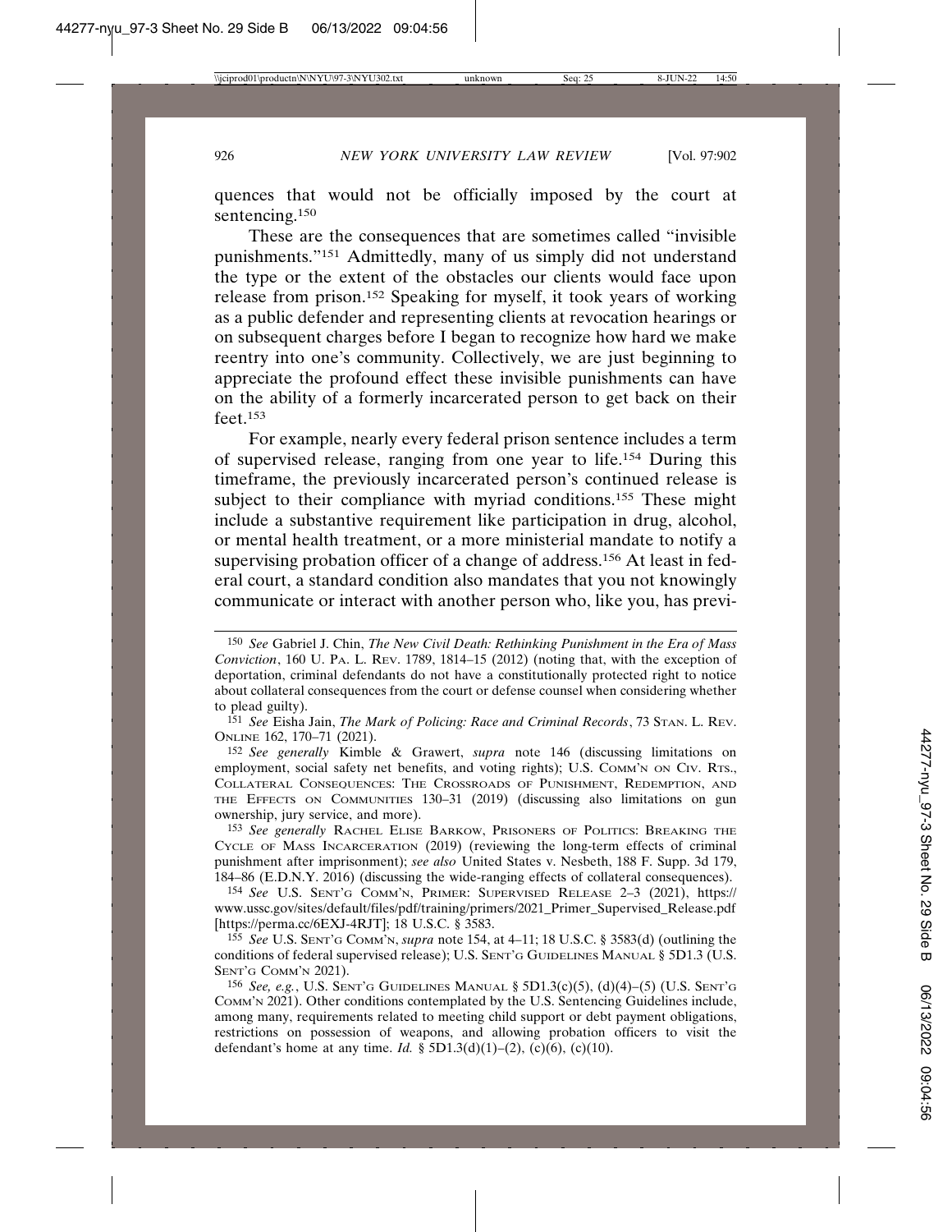quences that would not be officially imposed by the court at sentencing.[150]

These are the consequences that are sometimes called "invisible punishments."[151] Admittedly, many of us simply did not understand the type or the extent of the obstacles our clients would face upon release from prison.[152] Speaking for myself, it took years of working as a public defender and representing clients at revocation hearings or on subsequent charges before I began to recognize how hard we make reentry into one's community. Collectively, we are just beginning to appreciate the profound effect these invisible punishments can have on the ability of a formerly incarcerated person to get back on their feet.[153]

For example, nearly every federal prison sentence includes a term of supervised release, ranging from one year to life.[154] During this timeframe, the previously incarcerated person's continued release is subject to their compliance with myriad conditions.[155] These might include a substantive requirement like participation in drug, alcohol, or mental health treatment, or a more ministerial mandate to notify a supervising probation officer of a change of address.[156] At least in federal court, a standard condition also mandates that you not knowingly communicate or interact with another person who, like you, has previ-

---

150 *See* Gabriel J. Chin, *The New Civil Death: Rethinking Punishment in the Era of Mass Conviction*, 160 U. PA. L. REV. 1789, 1814–15 (2012) (noting that, with the exception of deportation, criminal defendants do not have a constitutionally protected right to notice about collateral consequences from the court or defense counsel when considering whether to plead guilty).

151 *See* Eisha Jain, *The Mark of Policing: Race and Criminal Records*, 73 STAN. L. REV. ONLINE 162, 170–71 (2021).

152 *See generally* Kimble & Grawert, *supra* note 146 (discussing limitations on employment, social safety net benefits, and voting rights); U.S. COMM'N ON CIV. RTS., COLLATERAL CONSEQUENCES: THE CROSSROADS OF PUNISHMENT, REDEMPTION, AND THE EFFECTS ON COMMUNITIES 130–31 (2019) (discussing also limitations on gun ownership, jury service, and more).

153 *See generally* RACHEL ELISE BARKOW, PRISONERS OF POLITICS: BREAKING THE CYCLE OF MASS INCARCERATION (2019) (reviewing the long-term effects of criminal punishment after imprisonment); *see also* United States v. Nesbeth, 188 F. Supp. 3d 179, 184–86 (E.D.N.Y. 2016) (discussing the wide-ranging effects of collateral consequences).

154 *See* U.S. SENT'G COMM'N, PRIMER: SUPERVISED RELEASE 2–3 (2021), https://www.ussc.gov/sites/default/files/pdf/training/primers/2021_Primer_Supervised_Release.pdf [https://perma.cc/6EXJ-4RJT]; 18 U.S.C. § 3583.

155 *See* U.S. SENT'G COMM'N, *supra* note 154, at 4–11; 18 U.S.C. § 3583(d) (outlining the conditions of federal supervised release); U.S. SENT'G GUIDELINES MANUAL § 5D1.3 (U.S. SENT'G COMM'N 2021).

156 *See, e.g.*, U.S. SENT'G GUIDELINES MANUAL § 5D1.3(c)(5), (d)(4)–(5) (U.S. SENT'G COMM'N 2021). Other conditions contemplated by the U.S. Sentencing Guidelines include, among many, requirements related to meeting child support or debt payment obligations, restrictions on possession of weapons, and allowing probation officers to visit the defendant's home at any time. *Id.* § 5D1.3(d)(1)–(2), (c)(6), (c)(10).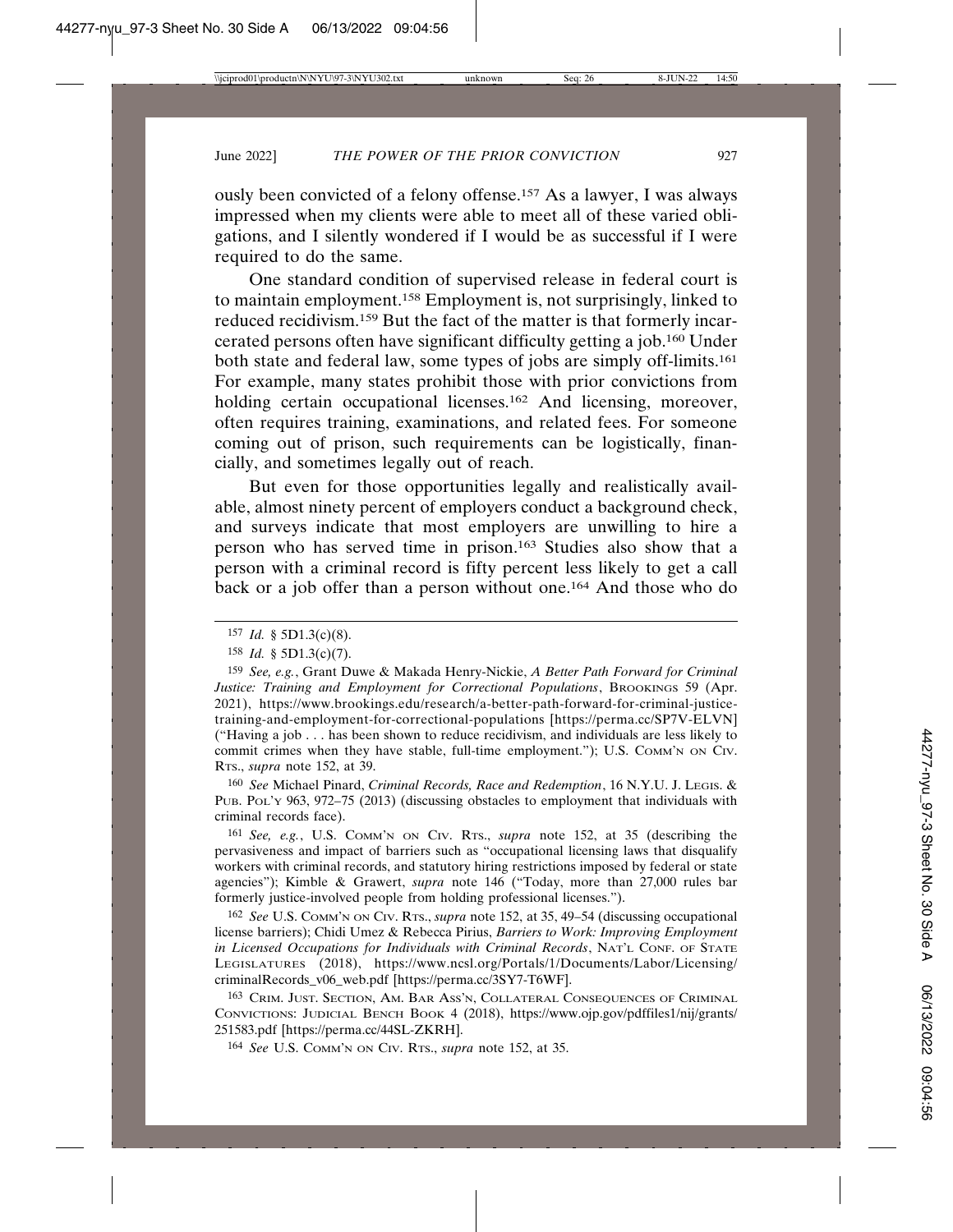ously been convicted of a felony offense.[157] As a lawyer, I was always impressed when my clients were able to meet all of these varied obligations, and I silently wondered if I would be as successful if I were required to do the same.

One standard condition of supervised release in federal court is to maintain employment.[158] Employment is, not surprisingly, linked to reduced recidivism.[159] But the fact of the matter is that formerly incarcerated persons often have significant difficulty getting a job.[160] Under both state and federal law, some types of jobs are simply off-limits.[161] For example, many states prohibit those with prior convictions from holding certain occupational licenses.[162] And licensing, moreover, often requires training, examinations, and related fees. For someone coming out of prison, such requirements can be logistically, financially, and sometimes legally out of reach.

But even for those opportunities legally and realistically available, almost ninety percent of employers conduct a background check, and surveys indicate that most employers are unwilling to hire a person who has served time in prison.[163] Studies also show that a person with a criminal record is fifty percent less likely to get a call back or a job offer than a person without one.[164] And those who do

---

[157] *Id.* § 5D1.3(c)(8).

[158] *Id.* § 5D1.3(c)(7).

[159] *See, e.g.*, Grant Duwe & Makada Henry-Nickie, *A Better Path Forward for Criminal Justice: Training and Employment for Correctional Populations*, BROOKINGS 59 (Apr. 2021), https://www.brookings.edu/research/a-better-path-forward-for-criminal-justice-training-and-employment-for-correctional-populations [https://perma.cc/SP7V-ELVN] ("Having a job . . . has been shown to reduce recidivism, and individuals are less likely to commit crimes when they have stable, full-time employment."); U.S. COMM'N ON CIV. RTS., *supra* note 152, at 39.

[160] *See* Michael Pinard, *Criminal Records, Race and Redemption*, 16 N.Y.U. J. LEGIS. & PUB. POL'Y 963, 972–75 (2013) (discussing obstacles to employment that individuals with criminal records face).

[161] *See, e.g.*, U.S. COMM'N ON CIV. RTS., *supra* note 152, at 35 (describing the pervasiveness and impact of barriers such as "occupational licensing laws that disqualify workers with criminal records, and statutory hiring restrictions imposed by federal or state agencies"); Kimble & Grawert, *supra* note 146 ("Today, more than 27,000 rules bar formerly justice-involved people from holding professional licenses.").

[162] *See* U.S. COMM'N ON CIV. RTS., *supra* note 152, at 35, 49–54 (discussing occupational license barriers); Chidi Umez & Rebecca Pirius, *Barriers to Work: Improving Employment in Licensed Occupations for Individuals with Criminal Records*, NAT'L CONF. OF STATE LEGISLATURES (2018), https://www.ncsl.org/Portals/1/Documents/Labor/Licensing/criminalRecords_v06_web.pdf [https://perma.cc/3SY7-T6WF].

[163] CRIM. JUST. SECTION, AM. BAR ASS'N, COLLATERAL CONSEQUENCES OF CRIMINAL CONVICTIONS: JUDICIAL BENCH BOOK 4 (2018), https://www.ojp.gov/pdffiles1/nij/grants/251583.pdf [https://perma.cc/44SL-ZKRH].

[164] *See* U.S. COMM'N ON CIV. RTS., *supra* note 152, at 35.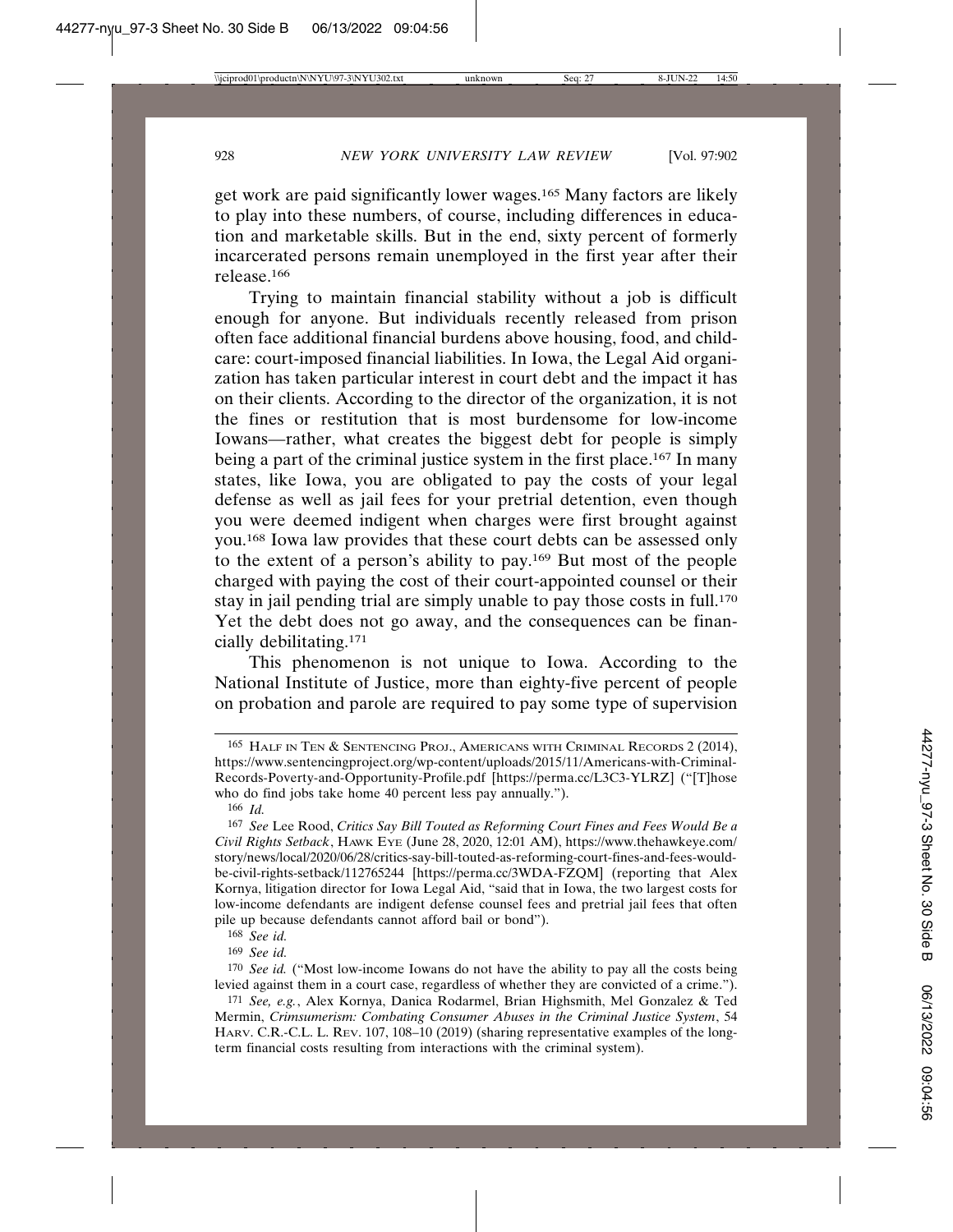get work are paid significantly lower wages.[165] Many factors are likely to play into these numbers, of course, including differences in education and marketable skills. But in the end, sixty percent of formerly incarcerated persons remain unemployed in the first year after their release.[166]

Trying to maintain financial stability without a job is difficult enough for anyone. But individuals recently released from prison often face additional financial burdens above housing, food, and childcare: court-imposed financial liabilities. In Iowa, the Legal Aid organization has taken particular interest in court debt and the impact it has on their clients. According to the director of the organization, it is not the fines or restitution that is most burdensome for low-income Iowans—rather, what creates the biggest debt for people is simply being a part of the criminal justice system in the first place.[167] In many states, like Iowa, you are obligated to pay the costs of your legal defense as well as jail fees for your pretrial detention, even though you were deemed indigent when charges were first brought against you.[168] Iowa law provides that these court debts can be assessed only to the extent of a person's ability to pay.[169] But most of the people charged with paying the cost of their court-appointed counsel or their stay in jail pending trial are simply unable to pay those costs in full.[170] Yet the debt does not go away, and the consequences can be financially debilitating.[171]

This phenomenon is not unique to Iowa. According to the National Institute of Justice, more than eighty-five percent of people on probation and parole are required to pay some type of supervision

---

[165] HALF IN TEN & SENTENCING PROJ., AMERICANS WITH CRIMINAL RECORDS 2 (2014), https://www.sentencingproject.org/wp-content/uploads/2015/11/Americans-with-Criminal-Records-Poverty-and-Opportunity-Profile.pdf [https://perma.cc/L3C3-YLRZ] ("[T]hose who do find jobs take home 40 percent less pay annually.").

[166] *Id.*

[167] *See* Lee Rood, *Critics Say Bill Touted as Reforming Court Fines and Fees Would Be a Civil Rights Setback*, HAWK EYE (June 28, 2020, 12:01 AM), https://www.thehawkeye.com/story/news/local/2020/06/28/critics-say-bill-touted-as-reforming-court-fines-and-fees-would-be-civil-rights-setback/112765244 [https://perma.cc/3WDA-FZQM] (reporting that Alex Kornya, litigation director for Iowa Legal Aid, "said that in Iowa, the two largest costs for low-income defendants are indigent defense counsel fees and pretrial jail fees that often pile up because defendants cannot afford bail or bond").

[168] *See id.*

[169] *See id.*

[170] *See id.* ("Most low-income Iowans do not have the ability to pay all the costs being levied against them in a court case, regardless of whether they are convicted of a crime.").

[171] *See, e.g.*, Alex Kornya, Danica Rodarmel, Brian Highsmith, Mel Gonzalez & Ted Mermin, *Crimsumerism: Combating Consumer Abuses in the Criminal Justice System*, 54 HARV. C.R.-C.L. L. REV. 107, 108–10 (2019) (sharing representative examples of the long-term financial costs resulting from interactions with the criminal system).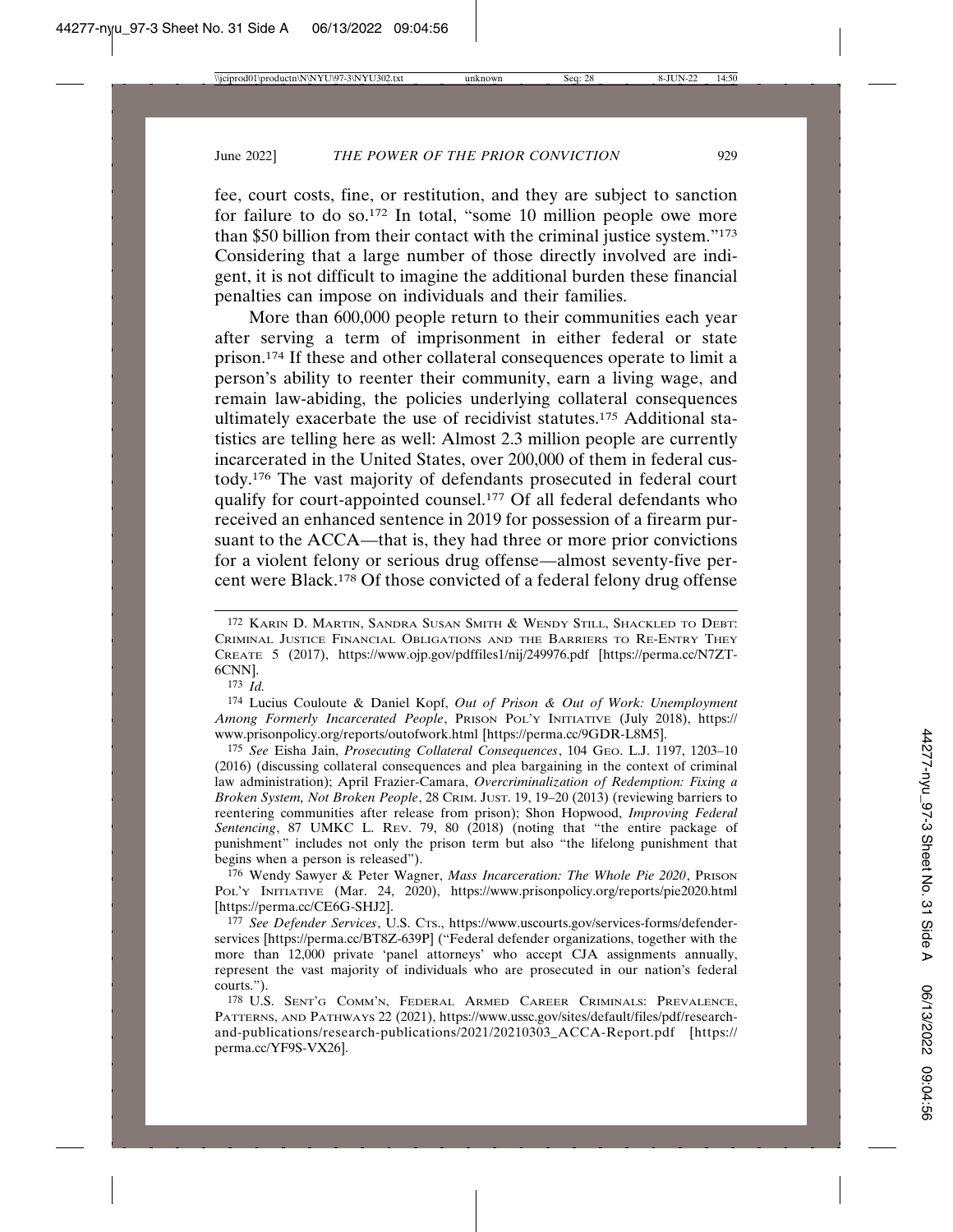fee, court costs, fine, or restitution, and they are subject to sanction for failure to do so.[172] In total, "some 10 million people owe more than $50 billion from their contact with the criminal justice system."[173] Considering that a large number of those directly involved are indigent, it is not difficult to imagine the additional burden these financial penalties can impose on individuals and their families.

More than 600,000 people return to their communities each year after serving a term of imprisonment in either federal or state prison.[174] If these and other collateral consequences operate to limit a person's ability to reenter their community, earn a living wage, and remain law-abiding, the policies underlying collateral consequences ultimately exacerbate the use of recidivist statutes.[175] Additional statistics are telling here as well: Almost 2.3 million people are currently incarcerated in the United States, over 200,000 of them in federal custody.[176] The vast majority of defendants prosecuted in federal court qualify for court-appointed counsel.[177] Of all federal defendants who received an enhanced sentence in 2019 for possession of a firearm pursuant to the ACCA—that is, they had three or more prior convictions for a violent felony or serious drug offense—almost seventy-five percent were Black.[178] Of those convicted of a federal felony drug offense

---

172 KARIN D. MARTIN, SANDRA SUSAN SMITH & WENDY STILL, SHACKLED TO DEBT: CRIMINAL JUSTICE FINANCIAL OBLIGATIONS AND THE BARRIERS TO RE-ENTRY THEY CREATE 5 (2017), https://www.ojp.gov/pdffiles1/nij/249976.pdf [https://perma.cc/N7ZT-6CNN].

173 *Id.*

174 Lucius Couloute & Daniel Kopf, *Out of Prison & Out of Work: Unemployment Among Formerly Incarcerated People*, PRISON POL'Y INITIATIVE (July 2018), https://www.prisonpolicy.org/reports/outofwork.html [https://perma.cc/9GDR-L8M5].

175 *See* Eisha Jain, *Prosecuting Collateral Consequences*, 104 GEO. L.J. 1197, 1203–10 (2016) (discussing collateral consequences and plea bargaining in the context of criminal law administration); April Frazier-Camara, *Overcriminalization of Redemption: Fixing a Broken System, Not Broken People*, 28 CRIM. JUST. 19, 19–20 (2013) (reviewing barriers to reentering communities after release from prison); Shon Hopwood, *Improving Federal Sentencing*, 87 UMKC L. REV. 79, 80 (2018) (noting that "the entire package of punishment" includes not only the prison term but also "the lifelong punishment that begins when a person is released").

176 Wendy Sawyer & Peter Wagner, *Mass Incarceration: The Whole Pie 2020*, PRISON POL'Y INITIATIVE (Mar. 24, 2020), https://www.prisonpolicy.org/reports/pie2020.html [https://perma.cc/CE6G-SHJ2].

177 *See Defender Services*, U.S. CTS., https://www.uscourts.gov/services-forms/defender-services [https://perma.cc/BT8Z-639P] ("Federal defender organizations, together with the more than 12,000 private 'panel attorneys' who accept CJA assignments annually, represent the vast majority of individuals who are prosecuted in our nation's federal courts.").

178 U.S. SENT'G COMM'N, FEDERAL ARMED CAREER CRIMINALS: PREVALENCE, PATTERNS, AND PATHWAYS 22 (2021), https://www.ussc.gov/sites/default/files/pdf/research-and-publications/research-publications/2021/20210303_ACCA-Report.pdf [https://perma.cc/YF9S-VX26].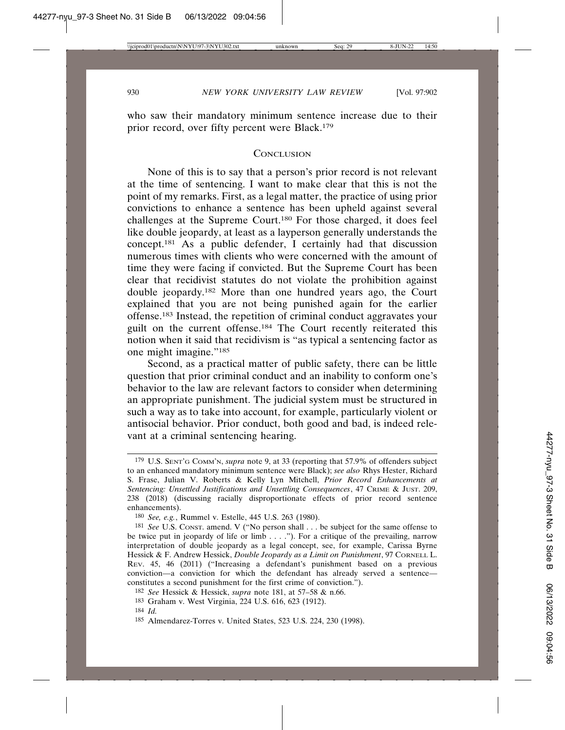who saw their mandatory minimum sentence increase due to their prior record, over fifty percent were Black.[179]

## CONCLUSION

None of this is to say that a person's prior record is not relevant at the time of sentencing. I want to make clear that this is not the point of my remarks. First, as a legal matter, the practice of using prior convictions to enhance a sentence has been upheld against several challenges at the Supreme Court.[180] For those charged, it does feel like double jeopardy, at least as a layperson generally understands the concept.[181] As a public defender, I certainly had that discussion numerous times with clients who were concerned with the amount of time they were facing if convicted. But the Supreme Court has been clear that recidivist statutes do not violate the prohibition against double jeopardy.[182] More than one hundred years ago, the Court explained that you are not being punished again for the earlier offense.[183] Instead, the repetition of criminal conduct aggravates your guilt on the current offense.[184] The Court recently reiterated this notion when it said that recidivism is "as typical a sentencing factor as one might imagine."[185]

Second, as a practical matter of public safety, there can be little question that prior criminal conduct and an inability to conform one's behavior to the law are relevant factors to consider when determining an appropriate punishment. The judicial system must be structured in such a way as to take into account, for example, particularly violent or antisocial behavior. Prior conduct, both good and bad, is indeed relevant at a criminal sentencing hearing.

---

[179] U.S. SENT'G COMM'N, *supra* note 9, at 33 (reporting that 57.9% of offenders subject to an enhanced mandatory minimum sentence were Black); *see also* Rhys Hester, Richard S. Frase, Julian V. Roberts & Kelly Lyn Mitchell, *Prior Record Enhancements at Sentencing: Unsettled Justifications and Unsettling Consequences*, 47 CRIME & JUST. 209, 238 (2018) (discussing racially disproportionate effects of prior record sentence enhancements).

[180] *See, e.g.*, Rummel v. Estelle, 445 U.S. 263 (1980).

[181] *See* U.S. CONST. amend. V ("No person shall . . . be subject for the same offense to be twice put in jeopardy of life or limb . . . ."). For a critique of the prevailing, narrow interpretation of double jeopardy as a legal concept, see, for example, Carissa Byrne Hessick & F. Andrew Hessick, *Double Jeopardy as a Limit on Punishment*, 97 CORNELL L. REV. 45, 46 (2011) ("Increasing a defendant's punishment based on a previous conviction—a conviction for which the defendant has already served a sentence—constitutes a second punishment for the first crime of conviction.").

[182] *See* Hessick & Hessick, *supra* note 181, at 57–58 & n.66.

[183] Graham v. West Virginia, 224 U.S. 616, 623 (1912).

[184] *Id.*

[185] Almendarez-Torres v. United States, 523 U.S. 224, 230 (1998).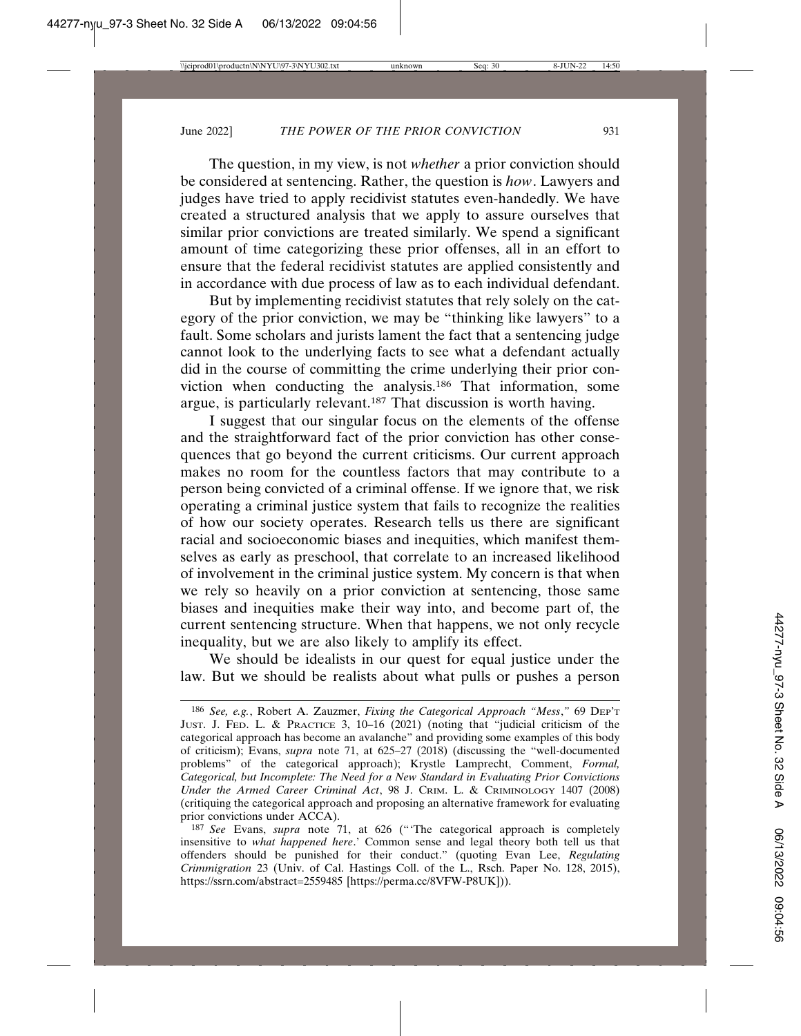The question, in my view, is not *whether* a prior conviction should be considered at sentencing. Rather, the question is *how*. Lawyers and judges have tried to apply recidivist statutes even-handedly. We have created a structured analysis that we apply to assure ourselves that similar prior convictions are treated similarly. We spend a significant amount of time categorizing these prior offenses, all in an effort to ensure that the federal recidivist statutes are applied consistently and in accordance with due process of law as to each individual defendant.

But by implementing recidivist statutes that rely solely on the category of the prior conviction, we may be "thinking like lawyers" to a fault. Some scholars and jurists lament the fact that a sentencing judge cannot look to the underlying facts to see what a defendant actually did in the course of committing the crime underlying their prior conviction when conducting the analysis.[186] That information, some argue, is particularly relevant.[187] That discussion is worth having.

I suggest that our singular focus on the elements of the offense and the straightforward fact of the prior conviction has other consequences that go beyond the current criticisms. Our current approach makes no room for the countless factors that may contribute to a person being convicted of a criminal offense. If we ignore that, we risk operating a criminal justice system that fails to recognize the realities of how our society operates. Research tells us there are significant racial and socioeconomic biases and inequities, which manifest themselves as early as preschool, that correlate to an increased likelihood of involvement in the criminal justice system. My concern is that when we rely so heavily on a prior conviction at sentencing, those same biases and inequities make their way into, and become part of, the current sentencing structure. When that happens, we not only recycle inequality, but we are also likely to amplify its effect.

We should be idealists in our quest for equal justice under the law. But we should be realists about what pulls or pushes a person

---

[186] *See, e.g.*, Robert A. Zauzmer, *Fixing the Categorical Approach "Mess*,*"* 69 DEP'T JUST. J. FED. L. & PRACTICE 3, 10–16 (2021) (noting that "judicial criticism of the categorical approach has become an avalanche" and providing some examples of this body of criticism); Evans, *supra* note 71, at 625–27 (2018) (discussing the "well-documented problems" of the categorical approach); Krystle Lamprecht, Comment, *Formal, Categorical, but Incomplete: The Need for a New Standard in Evaluating Prior Convictions Under the Armed Career Criminal Act*, 98 J. CRIM. L. & CRIMINOLOGY 1407 (2008) (critiquing the categorical approach and proposing an alternative framework for evaluating prior convictions under ACCA).

[187] *See* Evans, *supra* note 71, at 626 ("'The categorical approach is completely insensitive to *what happened here*.' Common sense and legal theory both tell us that offenders should be punished for their conduct." (quoting Evan Lee, *Regulating Crimmigration* 23 (Univ. of Cal. Hastings Coll. of the L., Rsch. Paper No. 128, 2015), https://ssrn.com/abstract=2559485 [https://perma.cc/8VFW-P8UK])).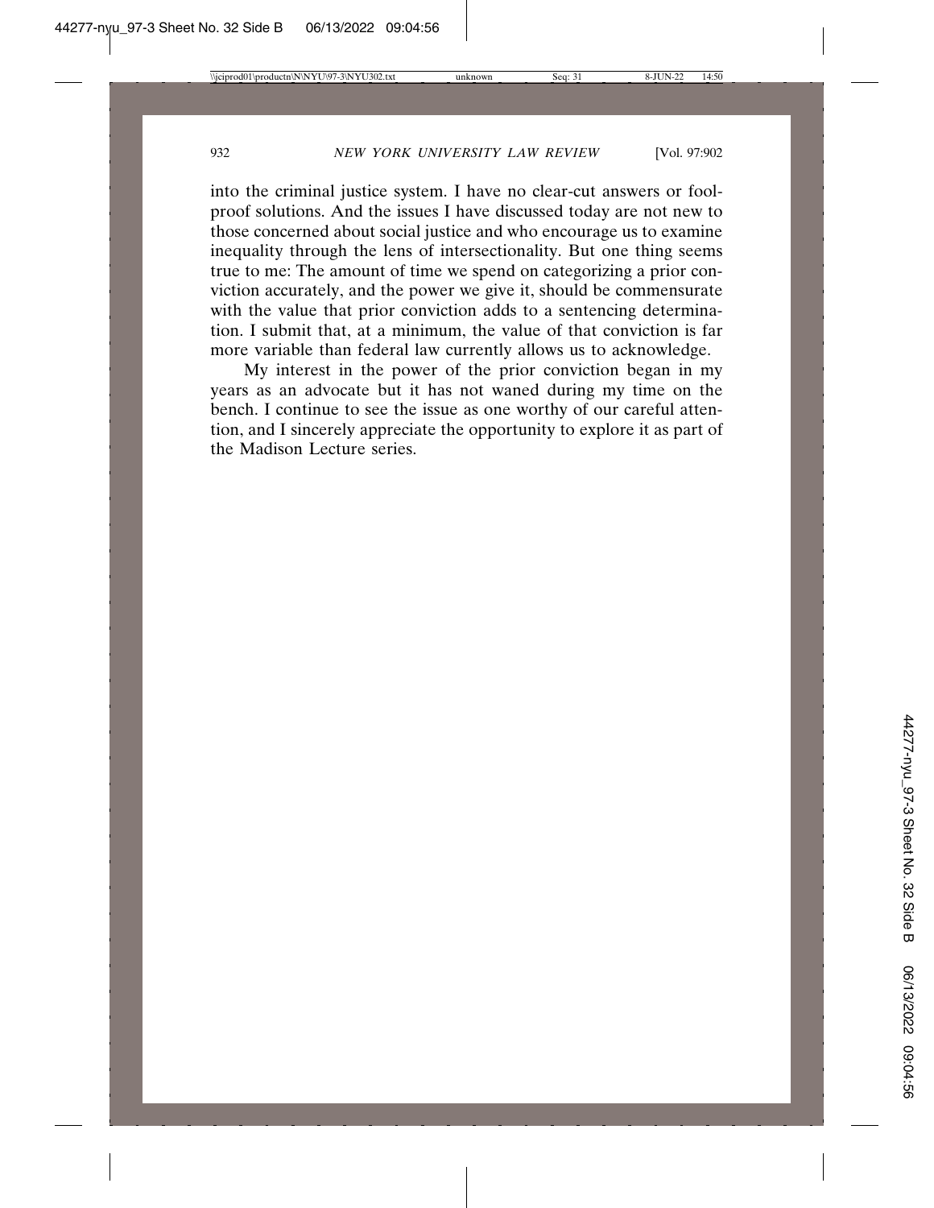into the criminal justice system. I have no clear-cut answers or foolproof solutions. And the issues I have discussed today are not new to those concerned about social justice and who encourage us to examine inequality through the lens of intersectionality. But one thing seems true to me: The amount of time we spend on categorizing a prior conviction accurately, and the power we give it, should be commensurate with the value that prior conviction adds to a sentencing determination. I submit that, at a minimum, the value of that conviction is far more variable than federal law currently allows us to acknowledge.

My interest in the power of the prior conviction began in my years as an advocate but it has not waned during my time on the bench. I continue to see the issue as one worthy of our careful attention, and I sincerely appreciate the opportunity to explore it as part of the Madison Lecture series.